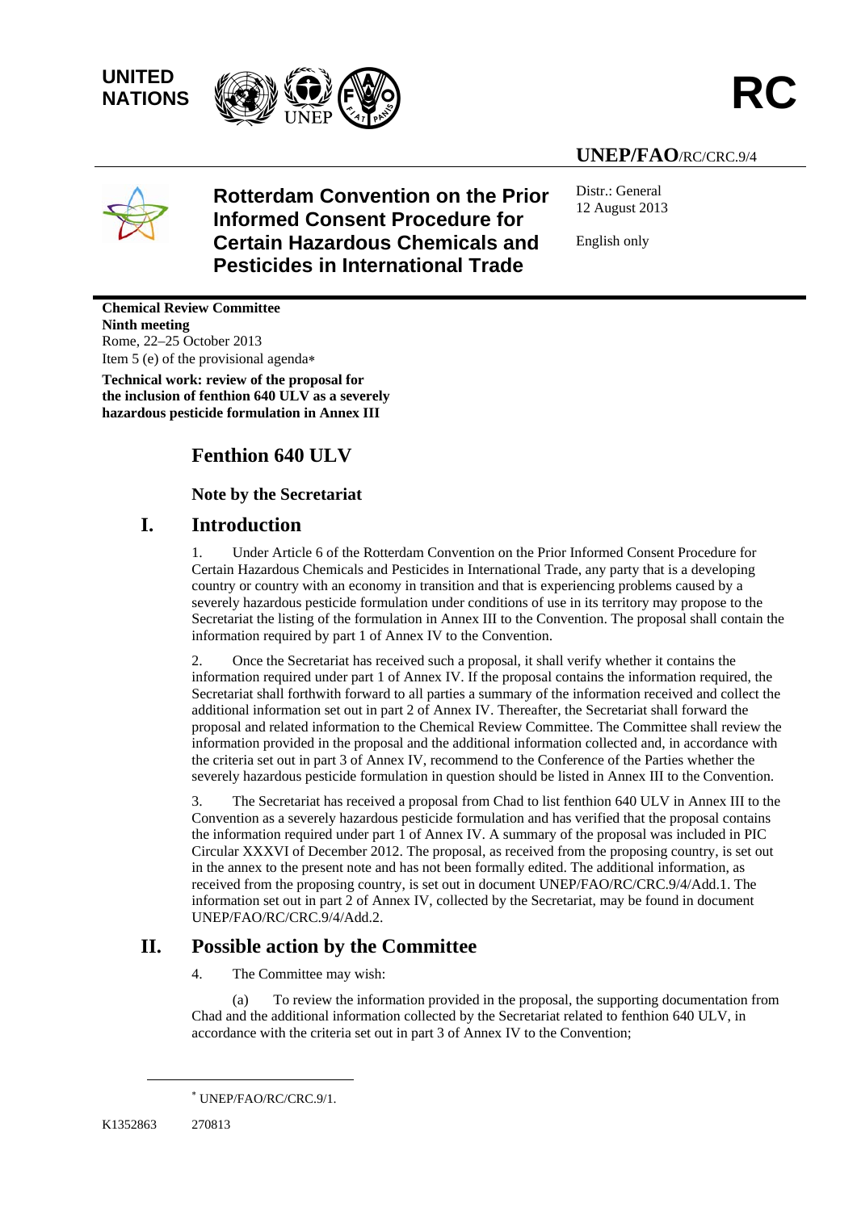UNITED NATIONS

**RC**

**UNEP/FAO**/RC/CRC.9/4

# Rotterdam Convention on the Prior Informed Consent Procedure for Certain Hazardous Chemicals and Pesticides in International Trade

Distr.: General
12 August 2013

English only

**Chemical Review Committee**
**Ninth meeting**
Rome, 22–25 October 2013
Item 5 (e) of the provisional agenda*

**Technical work: review of the proposal for the inclusion of fenthion 640 ULV as a severely hazardous pesticide formulation in Annex III**

# Fenthion 640 ULV

### Note by the Secretariat

## I. Introduction

1. Under Article 6 of the Rotterdam Convention on the Prior Informed Consent Procedure for Certain Hazardous Chemicals and Pesticides in International Trade, any party that is a developing country or country with an economy in transition and that is experiencing problems caused by a severely hazardous pesticide formulation under conditions of use in its territory may propose to the Secretariat the listing of the formulation in Annex III to the Convention. The proposal shall contain the information required by part 1 of Annex IV to the Convention.

2. Once the Secretariat has received such a proposal, it shall verify whether it contains the information required under part 1 of Annex IV. If the proposal contains the information required, the Secretariat shall forthwith forward to all parties a summary of the information received and collect the additional information set out in part 2 of Annex IV. Thereafter, the Secretariat shall forward the proposal and related information to the Chemical Review Committee. The Committee shall review the information provided in the proposal and the additional information collected and, in accordance with the criteria set out in part 3 of Annex IV, recommend to the Conference of the Parties whether the severely hazardous pesticide formulation in question should be listed in Annex III to the Convention.

3. The Secretariat has received a proposal from Chad to list fenthion 640 ULV in Annex III to the Convention as a severely hazardous pesticide formulation and has verified that the proposal contains the information required under part 1 of Annex IV. A summary of the proposal was included in PIC Circular XXXVI of December 2012. The proposal, as received from the proposing country, is set out in the annex to the present note and has not been formally edited. The additional information, as received from the proposing country, is set out in document UNEP/FAO/RC/CRC.9/4/Add.1. The information set out in part 2 of Annex IV, collected by the Secretariat, may be found in document UNEP/FAO/RC/CRC.9/4/Add.2.

## II. Possible action by the Committee

4. The Committee may wish:

(a) To review the information provided in the proposal, the supporting documentation from Chad and the additional information collected by the Secretariat related to fenthion 640 ULV, in accordance with the criteria set out in part 3 of Annex IV to the Convention;

* UNEP/FAO/RC/CRC.9/1.

K1352863 270813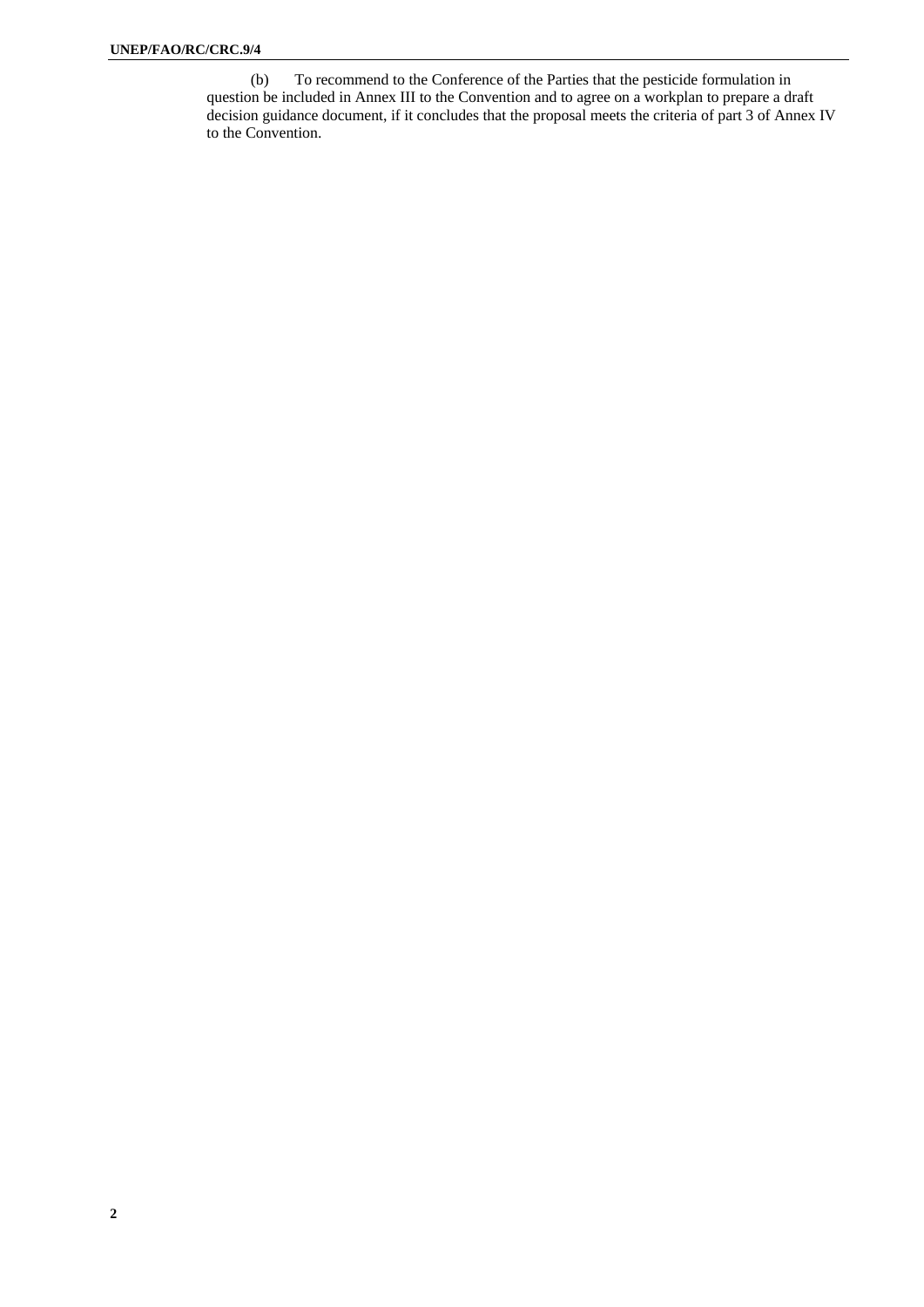(b) To recommend to the Conference of the Parties that the pesticide formulation in question be included in Annex III to the Convention and to agree on a workplan to prepare a draft decision guidance document, if it concludes that the proposal meets the criteria of part 3 of Annex IV to the Convention.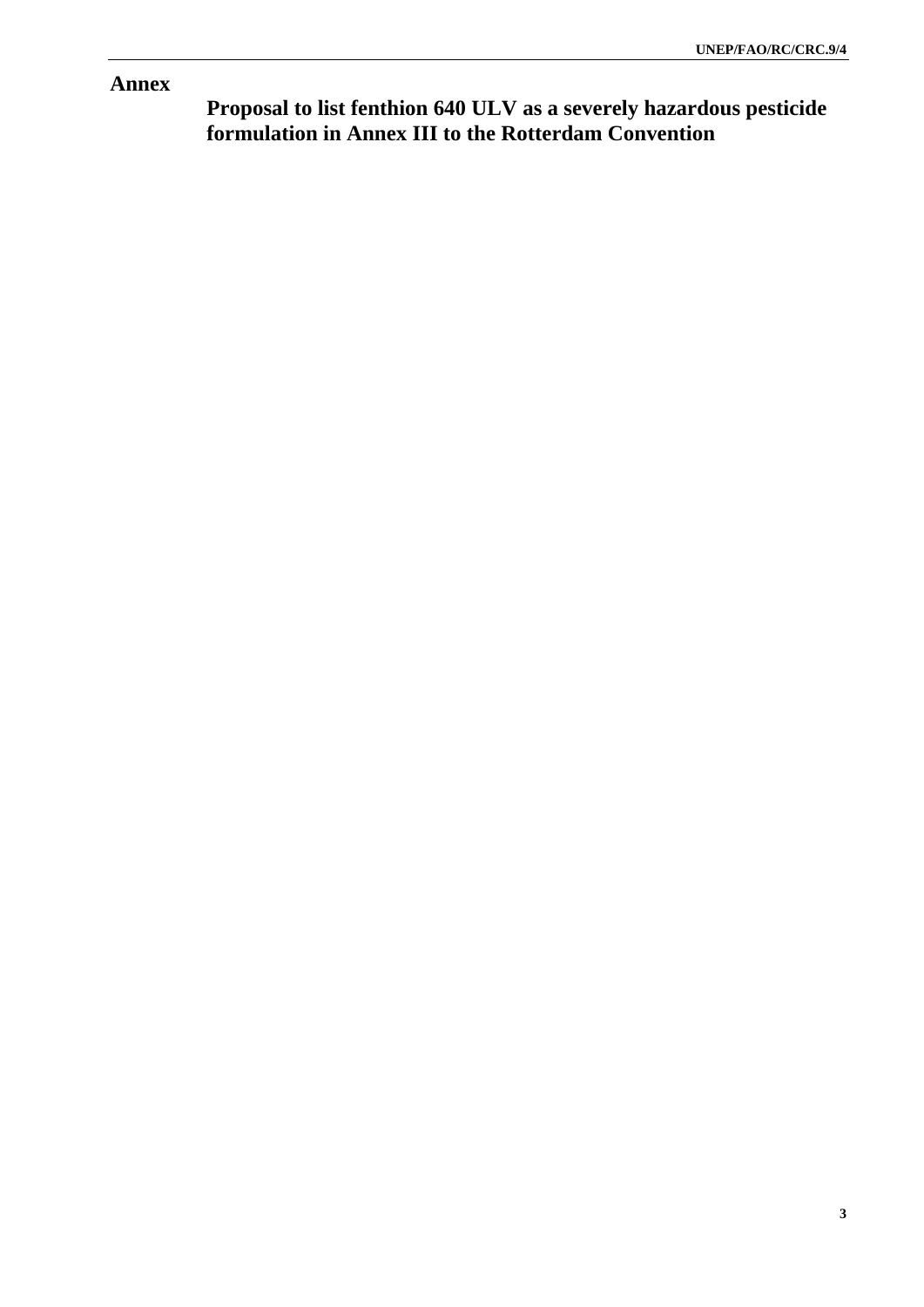# Annex

## Proposal to list fenthion 640 ULV as a severely hazardous pesticide formulation in Annex III to the Rotterdam Convention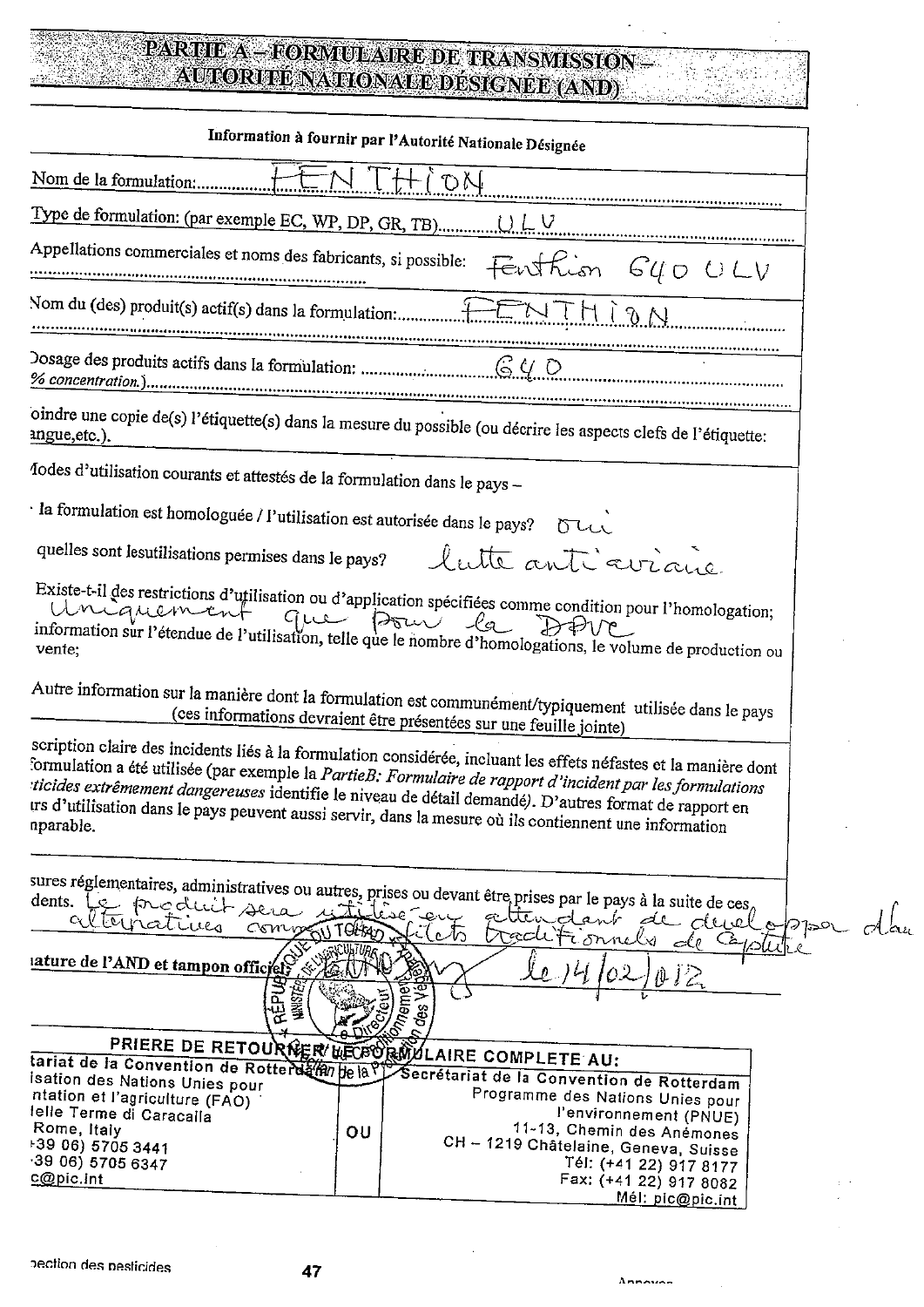# PARTIE A – FORMULAIRE DE TRANSMISSION – AUTORITÉ NATIONALE DESIGNÉE (AND)

**Information à fournir par l'Autorité Nationale Désignée**

Nom de la formulation: FENTHION

Type de formulation: (par exemple EC, WP, DP, GR, TB) ULV

Appellations commerciales et noms des fabricants, si possible: Fenthion 640 ULV

Nom du (des) produit(s) actif(s) dans la formulation: FENTHION

Dosage des produits actifs dans la formulation: 640
% concentration.)

oindre une copie de(s) l'étiquette(s) dans la mesure du possible (ou décrire les aspects clefs de l'étiquette: angue,etc.).

Modes d'utilisation courants et attestés de la formulation dans le pays –

- la formulation est homologuée / l'utilisation est autorisée dans le pays? oui

quelles sont les utilisations permises dans le pays? lutte anti aviaire

Existe-t-il des restrictions d'utilisation ou d'application spécifiées comme condition pour l'homologation; Uniquement que pour la DPVC
information sur l'étendue de l'utilisation, telle que le nombre d'homologations, le volume de production ou vente;

Autre information sur la manière dont la formulation est communément/typiquement utilisée dans le pays (ces informations devraient être présentées sur une feuille jointe)

scription claire des incidents liés à la formulation considérée, incluant les effets néfastes et la manière dont formulation a été utilisée (par exemple la *PartieB: Formulaire de rapport d'incident par les formulations ticides extrêmement dangereuses* identifie le niveau de détail demandé). D'autres format de rapport en irs d'utilisation dans le pays peuvent aussi servir, dans la mesure où ils contiennent une information nparable.

sures réglementaires, administratives ou autres, prises ou devant être prises par le pays à la suite de ces dents. Le produit sera utilisé en attendant de développer d'autres alternatives comme filets traditionnels de capture

iature de l'AND et tampon officiel: le 14/02/012

PRIERE DE RETOURNER LE FORMULAIRE COMPLETE AU:

| | | |
|---|---|---|
| tariat de la Convention de Rotterdam<br>isation des Nations Unies pour<br>ntation et l'agriculture (FAO)<br>lelle Terme di Caracalla<br>Rome, Italy<br>+39 06) 5705 3441<br>·39 06) 5705 6347<br>c@pic.int | OU | Secrétariat de la Convention de Rotterdam<br>Programme des Nations Unies pour l'environnement (PNUE)<br>11-13, Chemin des Anémones<br>CH – 1219 Châtelaine, Geneva, Suisse<br>Tél: (+41 22) 917 8177<br>Fax: (+41 22) 917 8082<br>Mél: pic@pic.int |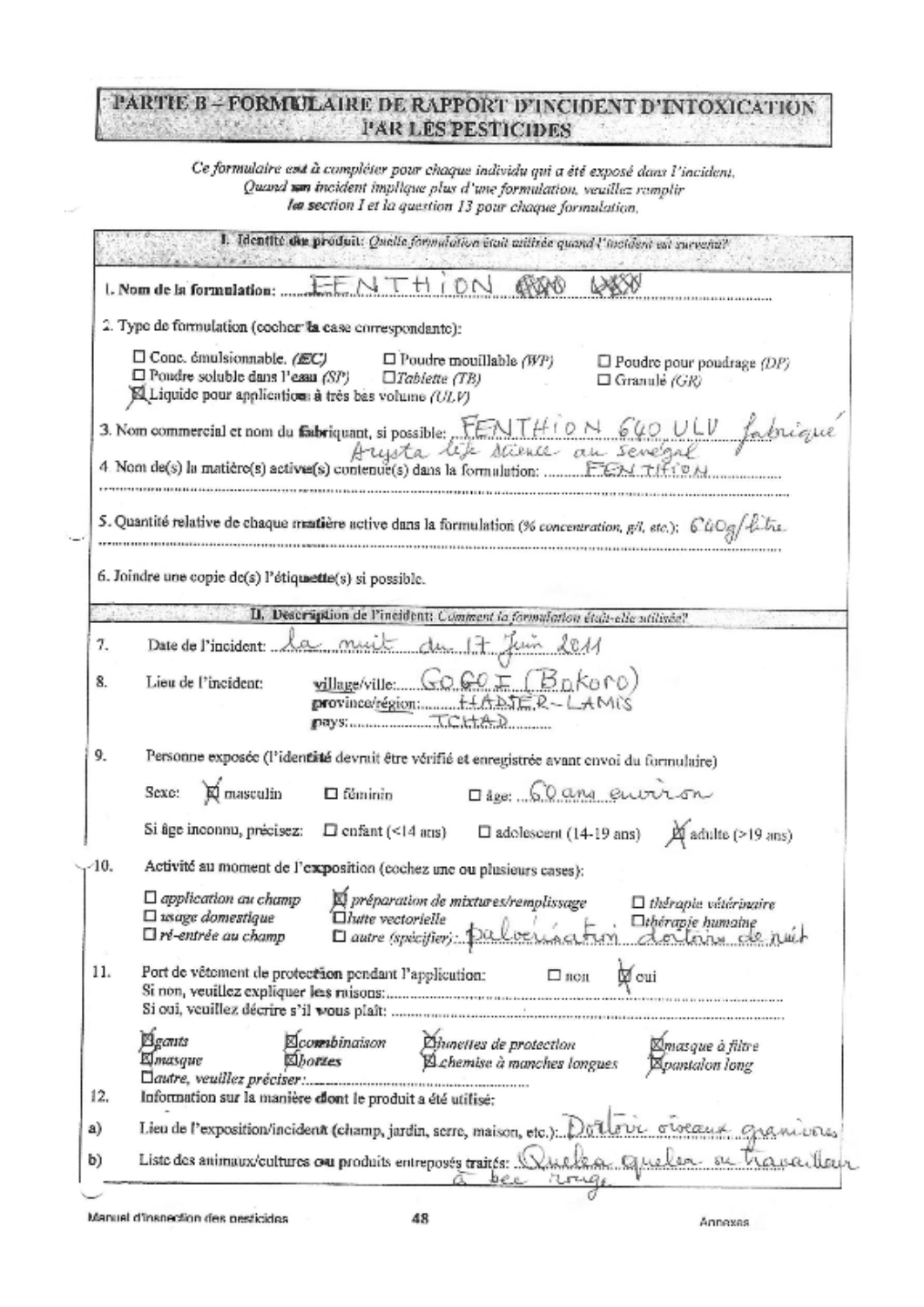# PARTIE B – FORMULAIRE DE RAPPORT D'INCIDENT D'INTOXICATION PAR LES PESTICIDES

*Ce formulaire est à compléter pour chaque individu qui a été exposé dans l'incident. Quand un incident implique plus d'une formulation, veuillez remplir la section I et la question 13 pour chaque formulation.*

## I. Identité du produit: *Quelle formulation était utilisée quand l'incident est survenu?*

1. Nom de la formulation: FENTHION ~~640 ULV~~

2. Type de formulation (cocher la case correspondante):

- ☐ Conc. émulsionnable. *(EC)*
- ☐ Poudre mouillable *(WP)*
- ☐ Poudre pour poudrage *(DP)*
- ☐ Poudre soluble dans l'eau *(SP)*
- ☐ *Tablette (TB)*
- ☐ Granulé *(GR)*
- ☒ Liquide pour application à très bas volume *(ULV)*

3. Nom commercial et nom du fabriquant, si possible: FENTHION 640 ULV fabriqué Arysta life science au Sénégal

4. Nom de(s) la matière(s) active(s) contenue(s) dans la formulation: FENTHION

5. Quantité relative de chaque matière active dans la formulation (*% concentration, g/l, etc.*): 640g/litre

6. Joindre une copie de(s) l'étiquette(s) si possible.

## II. Description de l'incident: *Comment la formulation était-elle utilisée?*

7. Date de l'incident: la nuit du 17 Juin 2011

8. Lieu de l'incident:
   - village/ville: GOGO I (Bokoro)
   - province/région: HADJER-LAMIS
   - pays: TCHAD

9. Personne exposée (l'identité devrait être vérifié et enregistrée avant envoi du formulaire)

   Sexe: ☒ masculin ☐ féminin ☐ âge: 60 ans environ

   Si âge inconnu, précisez: ☐ enfant (<14 ans) ☐ adolescent (14-19 ans) ☒ adulte (>19 ans)

10. Activité au moment de l'exposition (cochez une ou plusieurs cases):

- ☐ *application au champ*
- ☒ *préparation de mixtures/remplissage*
- ☐ *thérapie vétérinaire*
- ☐ *usage domestique*
- ☐ *lutte vectorielle*
- ☐ *thérapie humaine*
- ☐ *ré-entrée au champ*
- ☐ *autre (spécifier)*: pulvérisation dortoirs de nuit

11. Port de vêtement de protection pendant l'application: ☐ non ☒ oui

   Si non, veuillez expliquer les raisons:

   Si oui, veuillez décrire s'il vous plaît:

- ☒ *gants*
- ☒ *combinaison*
- ☒ *lunettes de protection*
- ☒ *masque à filtre*
- ☒ *masque*
- ☒ *bottes*
- ☒ *chemise à manches longues*
- ☒ *pantalon long*
- ☐ *autre, veuillez préciser*:

12. Information sur la manière dont le produit a été utilisé:

   a) Lieu de l'exposition/incident (champ, jardin, serre, maison, etc.): Dortoir oiseaux granivores

   b) Liste des animaux/cultures ou produits entreposés traités: Quelea quelea ou travailleur à bec rouge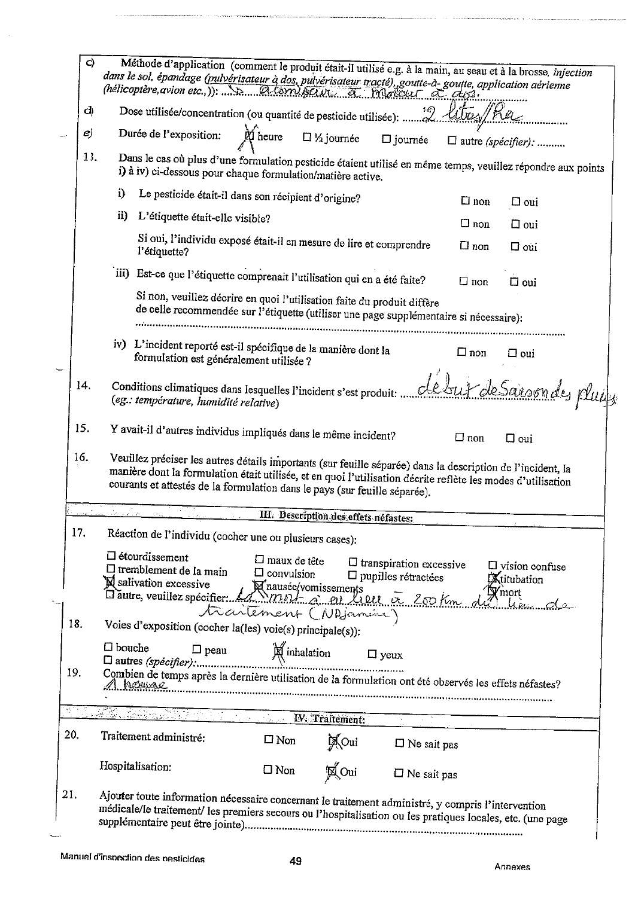c) Méthode d'application (comment le produit était-il utilisé e.g. à la main, au seau et à la brosse, *injection dans le sol, épandage (pulvérisateur à dos, pulvérisateur tracté), goutte-à- goutte, application aérienne (hélicoptère, avion etc.,)*): ....atomiseur à moteur à dos.

d) Dose utilisée/concentration (ou quantité de pesticide utilisée): ....2 litres/ha

*e)* Durée de l'exposition: ☒ heure ☐ ½ journée ☐ journée ☐ autre *(spécifier)*: ..........

13. Dans le cas où plus d'une formulation pesticide étaient utilisé en même temps, veuillez répondre aux points i) à iv) ci-dessous pour chaque formulation/matière active.

   i) Le pesticide était-il dans son récipient d'origine? ☐ non ☐ oui

   ii) L'étiquette était-elle visible? ☐ non ☐ oui

   Si oui, l'individu exposé était-il en mesure de lire et comprendre l'étiquette? ☐ non ☐ oui

   iii) Est-ce que l'étiquette comprenait l'utilisation qui en a été faite? ☐ non ☐ oui

   Si non, veuillez décrire en quoi l'utilisation faite du produit diffère de celle recommendée sur l'étiquette (utiliser une page supplémentaire si nécessaire):
   ..........................................................................................................................................

   iv) L'incident reporté est-il spécifique de la manière dont la formulation est généralement utilisée ? ☐ non ☐ oui

14. Conditions climatiques dans lesquelles l'incident s'est produit: ....début de saison des pluies
*(eg.: température, humidité relative)*

15. Y avait-il d'autres individus impliqués dans le même incident? ☐ non ☐ oui

16. Veuillez préciser les autres détails importants (sur feuille séparée) dans la description de l'incident, la manière dont la formulation était utilisée, et en quoi l'utilisation décrite reflète les modes d'utilisation courants et attestés de la formulation dans le pays (sur feuille séparée).

## III. Description des effets néfastes:

17. Réaction de l'individu (cocher une ou plusieurs cases):

   ☐ étourdissement ☐ maux de tête ☐ transpiration excessive ☐ vision confuse
   ☐ tremblement de la main ☐ convulsion ☐ pupilles rétractées ☒ titubation
   ☒ salivation excessive ☒ nausée/vomissements ☒ mort
   ☐ autre, veuillez spécifier: La mort a eu lieu à 200 km du lieu de traitement (NDjamena)

18. Voies d'exposition (cocher la(les) voie(s) principale(s)):

   ☐ bouche ☐ peau ☒ inhalation ☐ yeux
   ☐ autres *(spécifier)*:..........................................................................

19. Combien de temps après la dernière utilisation de la formulation ont été observés les effets néfastes?
1 heure.........................................................................................................................

## IV. Traitement:

20. Traitement administré: ☐ Non ☒ Oui ☐ Ne sait pas

   Hospitalisation: ☐ Non ☒ Oui ☐ Ne sait pas

21. Ajouter toute information nécessaire concernant le traitement administré, y compris l'intervention médicale/le traitement/ les premiers secours ou l'hospitalisation ou les pratiques locales, etc. (une page supplémentaire peut être jointe)..................................................................................................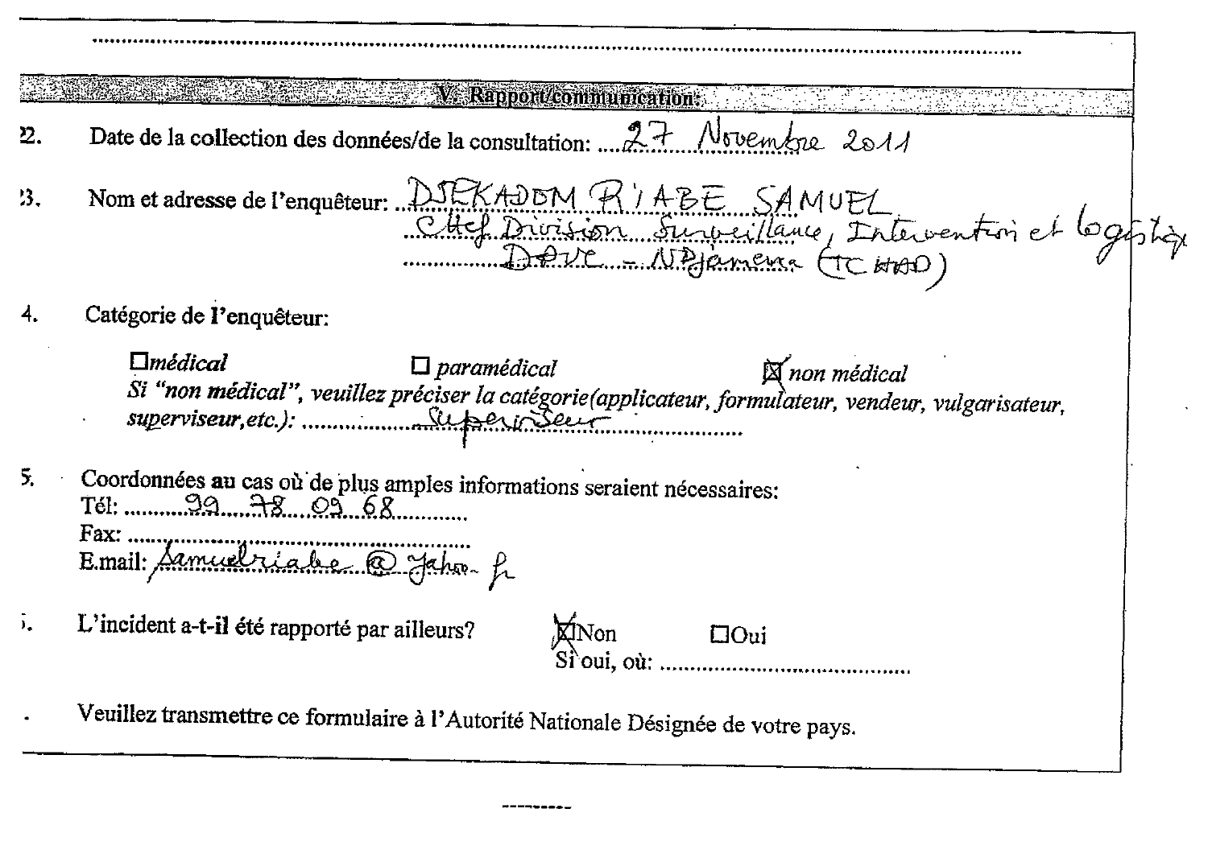.......................................................................................................................................................

## V. Rapport/communication:

22. Date de la collection des données/de la consultation: 27 Novembre 2011

23. Nom et adresse de l'enquêteur: DJEKADOM RIABE SAMUEL
Chef Division Surveillance, Intervention et logistique
DPVC - NDjamena (TCHAD)

24. Catégorie de l'enquêteur:

☐ *médical* ☐ *paramédical* ☒ *non médical*

*Si "non médical", veuillez préciser la catégorie(applicateur, formulateur, vendeur, vulgarisateur, superviseur,etc.):* Superviseur

25. Coordonnées au cas où de plus amples informations seraient nécessaires:
Tél: 99 78 09 68
Fax: ..............................................
E.mail: Samuelriabe @ yahoo.fr

26. L'incident a-t-il été rapporté par ailleurs? ☒ Non ☐ Oui
Si oui, où: ..............................................

- Veuillez transmettre ce formulaire à l'Autorité Nationale Désignée de votre pays.

---------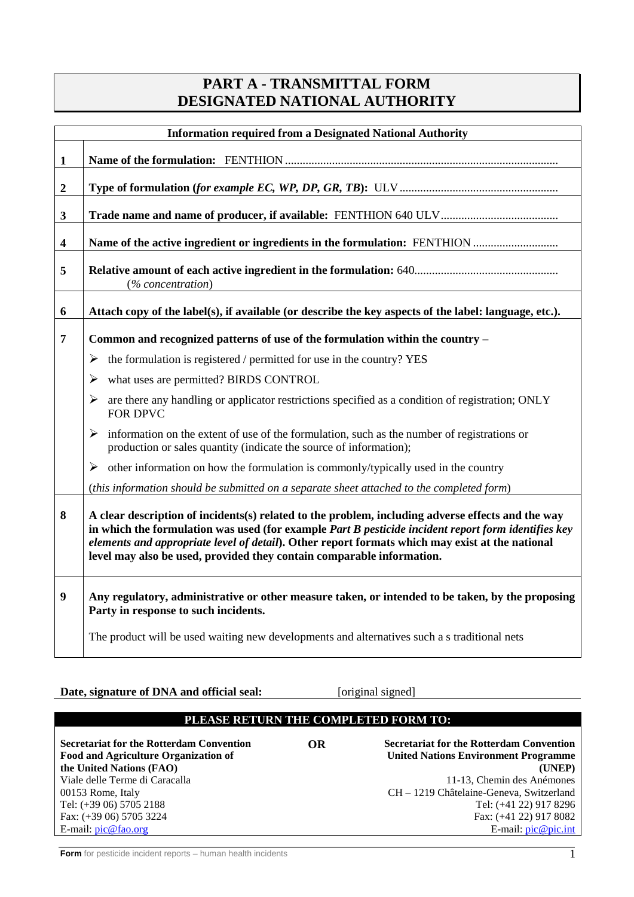# PART A - TRANSMITTAL FORM DESIGNATED NATIONAL AUTHORITY

| | Information required from a Designated National Authority |
|---|---|
| 1 | **Name of the formulation:** FENTHION ............................................................................................ |
| 2 | **Type of formulation (*for example EC, WP, DP, GR, TB*):** ULV ...................................................... |
| 3 | **Trade name and name of producer, if available:** FENTHION 640 ULV........................................ |
| 4 | **Name of the active ingredient or ingredients in the formulation:** FENTHION ............................. |
| 5 | **Relative amount of each active ingredient in the formulation:** 640................................................ (*% concentration*) |
| 6 | **Attach copy of the label(s), if available (or describe the key aspects of the label: language, etc.).** |
| 7 | **Common and recognized patterns of use of the formulation within the country –** <br> ➢ the formulation is registered / permitted for use in the country? YES <br> ➢ what uses are permitted? BIRDS CONTROL <br> ➢ are there any handling or applicator restrictions specified as a condition of registration; ONLY FOR DPVC <br> ➢ information on the extent of use of the formulation, such as the number of registrations or production or sales quantity (indicate the source of information); <br> ➢ other information on how the formulation is commonly/typically used in the country <br> (*this information should be submitted on a separate sheet attached to the completed form*) |
| 8 | **A clear description of incidents(s) related to the problem, including adverse effects and the way in which the formulation was used (for example *Part B pesticide incident report form identifies key elements and appropriate level of detail*). Other report formats which may exist at the national level may also be used, provided they contain comparable information.** |
| 9 | **Any regulatory, administrative or other measure taken, or intended to be taken, by the proposing Party in response to such incidents.** <br> The product will be used waiting new developments and alternatives such a s traditional nets |

**Date, signature of DNA and official seal:** [original signed]

**PLEASE RETURN THE COMPLETED FORM TO:**

**Secretariat for the Rotterdam Convention**
**Food and Agriculture Organization of the United Nations (FAO)**
Viale delle Terme di Caracalla
00153 Rome, Italy
Tel: (+39 06) 5705 2188
Fax: (+39 06) 5705 3224
E-mail: pic@fao.org

**OR**

**Secretariat for the Rotterdam Convention**
**United Nations Environment Programme (UNEP)**
11-13, Chemin des Anémones
CH – 1219 Châtelaine-Geneva, Switzerland
Tel: (+41 22) 917 8296
Fax: (+41 22) 917 8082
E-mail: pic@pic.int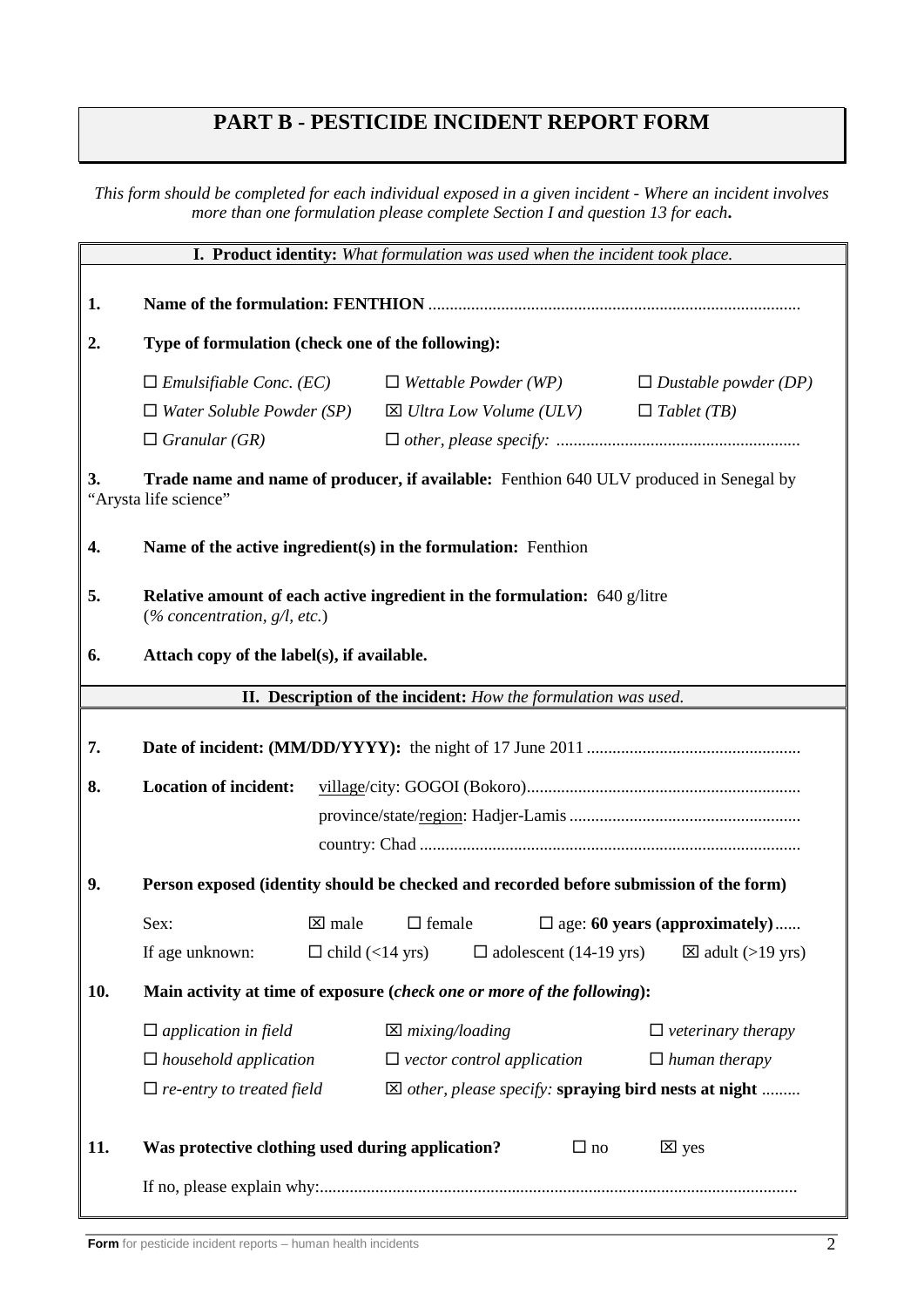# PART B - PESTICIDE INCIDENT REPORT FORM

*This form should be completed for each individual exposed in a given incident - Where an incident involves more than one formulation please complete Section I and question 13 for each***.**

## I. Product identity: *What formulation was used when the incident took place.*

**1. Name of the formulation: FENTHION** ......................................................................................

**2. Type of formulation (check one of the following):**

☐ *Emulsifiable Conc. (EC)* ☐ *Wettable Powder (WP)* ☐ *Dustable powder (DP)*
☐ *Water Soluble Powder (SP)* ☒ *Ultra Low Volume (ULV)* ☐ *Tablet (TB)*
☐ *Granular (GR)* ☐ *other, please specify:* ........................................................

**3. Trade name and name of producer, if available:** Fenthion 640 ULV produced in Senegal by "Arysta life science"

**4. Name of the active ingredient(s) in the formulation:** Fenthion

**5. Relative amount of each active ingredient in the formulation:** 640 g/litre
(*% concentration, g/l, etc.*)

**6. Attach copy of the label(s), if available.**

## II. Description of the incident: *How the formulation was used.*

**7. Date of incident: (MM/DD/YYYY):** the night of 17 June 2011 .................................................

**8. Location of incident:** village/city: GOGOI (Bokoro)................................................................
province/state/region: Hadjer-Lamis .....................................................
country: Chad ........................................................................................

**9. Person exposed (identity should be checked and recorded before submission of the form)**

Sex: ☒ male ☐ female ☐ age: **60 years (approximately)**......
If age unknown: ☐ child (<14 yrs) ☐ adolescent (14-19 yrs) ☒ adult (>19 yrs)

**10. Main activity at time of exposure (*check one or more of the following*):**

☐ *application in field* ☒ *mixing/loading* ☐ *veterinary therapy*
☐ *household application* ☐ *vector control application* ☐ *human therapy*
☐ *re-entry to treated field* ☒ *other, please specify:* **spraying bird nests at night** .........

**11. Was protective clothing used during application?** ☐ no ☒ yes

If no, please explain why:..............................................................................................................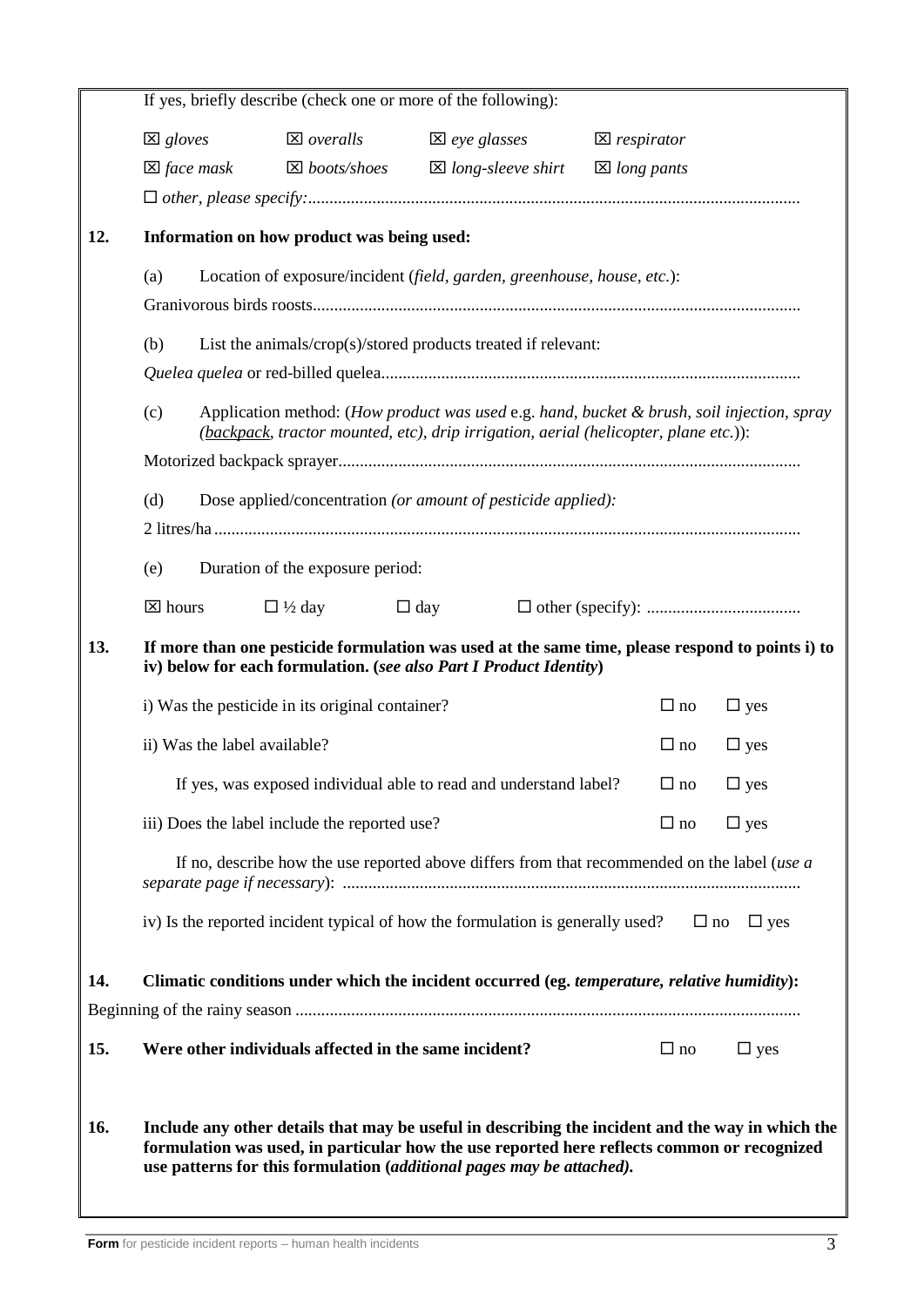If yes, briefly describe (check one or more of the following):

☒ *gloves* ☒ *overalls* ☒ *eye glasses* ☒ *respirator*

☒ *face mask* ☒ *boots/shoes* ☒ *long-sleeve shirt* ☒ *long pants*

☐ *other, please specify:*..................................................................................................................

**12. Information on how product was being used:**

(a) Location of exposure/incident (*field, garden, greenhouse, house, etc.*):

Granivorous birds roosts...................................................................................................................

(b) List the animals/crop(s)/stored products treated if relevant:

*Quelea quelea* or red-billed quelea..................................................................................................

(c) Application method: (*How product was used* e.g. *hand, bucket & brush, soil injection, spray (backpack, tractor mounted, etc), drip irrigation, aerial (helicopter, plane etc.)*):

Motorized backpack sprayer.............................................................................................................

(d) Dose applied/concentration *(or amount of pesticide applied):*

2 litres/ha ..........................................................................................................................................

(e) Duration of the exposure period:

☒ hours ☐ ½ day ☐ day ☐ other (specify): ....................................

**13. If more than one pesticide formulation was used at the same time, please respond to points i) to iv) below for each formulation. (*see also Part I Product Identity*)**

i) Was the pesticide in its original container? ☐ no ☐ yes

ii) Was the label available? ☐ no ☐ yes

If yes, was exposed individual able to read and understand label? ☐ no ☐ yes

iii) Does the label include the reported use? ☐ no ☐ yes

If no, describe how the use reported above differs from that recommended on the label (*use a separate page if necessary*): ..........................................................................................................

iv) Is the reported incident typical of how the formulation is generally used? ☐ no ☐ yes

**14. Climatic conditions under which the incident occurred (eg. *temperature, relative humidity*):**

Beginning of the rainy season ..........................................................................................................

**15. Were other individuals affected in the same incident?** ☐ no ☐ yes

**16. Include any other details that may be useful in describing the incident and the way in which the formulation was used, in particular how the use reported here reflects common or recognized use patterns for this formulation (*additional pages may be attached).***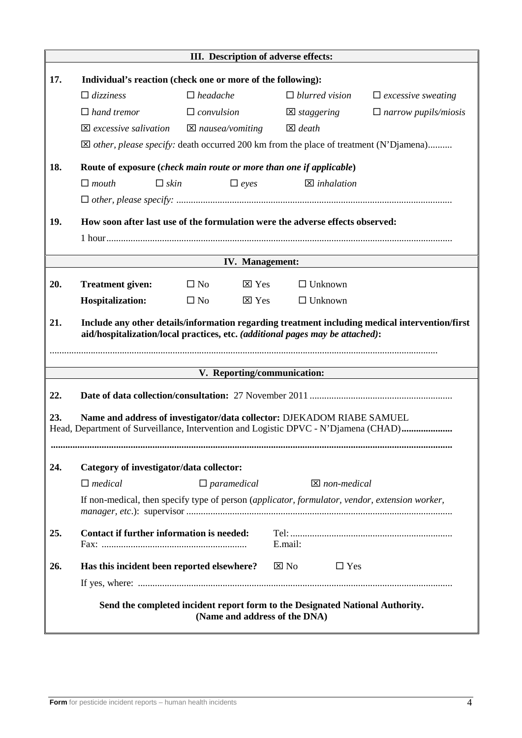## III. Description of adverse effects:

**17. Individual's reaction (check one or more of the following):**

☐ *dizziness* ☐ *headache* ☐ *blurred vision* ☐ *excessive sweating*

☐ *hand tremor* ☐ *convulsion* ☒ *staggering* ☐ *narrow pupils/miosis*

☒ *excessive salivation* ☒ *nausea/vomiting* ☒ *death*

☒ *other, please specify:* death occurred 200 km from the place of treatment (N'Djamena)..........

**18. Route of exposure (*check main route or more than one if applicable*)**

☐ *mouth* ☐ *skin* ☐ *eyes* ☒ *inhalation*

☐ *other, please specify:* ................................................................................................................

**19. How soon after last use of the formulation were the adverse effects observed:**

1 hour.............................................................................................................................................

## IV. Management:

**20. Treatment given:** ☐ No ☒ Yes ☐ Unknown

**Hospitalization:** ☐ No ☒ Yes ☐ Unknown

**21. Include any other details/information regarding treatment including medical intervention/first aid/hospitalization/local practices, etc. *(additional pages may be attached)*:**

.............................................................................................................................................

## V. Reporting/communication:

**22. Date of data collection/consultation:** 27 November 2011 ..........................................................

**23. Name and address of investigator/data collector:** DJEKADOM RIABE SAMUEL
Head, Department of Surveillance, Intervention and Logistic DPVC - N'Djamena (CHAD)**....................**

**.............................................................................................................................................**

**24. Category of investigator/data collector:**

☐ *medical* ☐ *paramedical* ☒ *non-medical*

If non-medical, then specify type of person (*applicator, formulator, vendor, extension worker, manager, etc.*): supervisor ............................................................................................................

**25. Contact if further information is needed:** Tel: ..................................................................
Fax: ........................................................... E.mail:

**26. Has this incident been reported elsewhere?** ☒ No ☐ Yes

If yes, where: ................................................................................................................................

**Send the completed incident report form to the Designated National Authority.**
**(Name and address of the DNA)**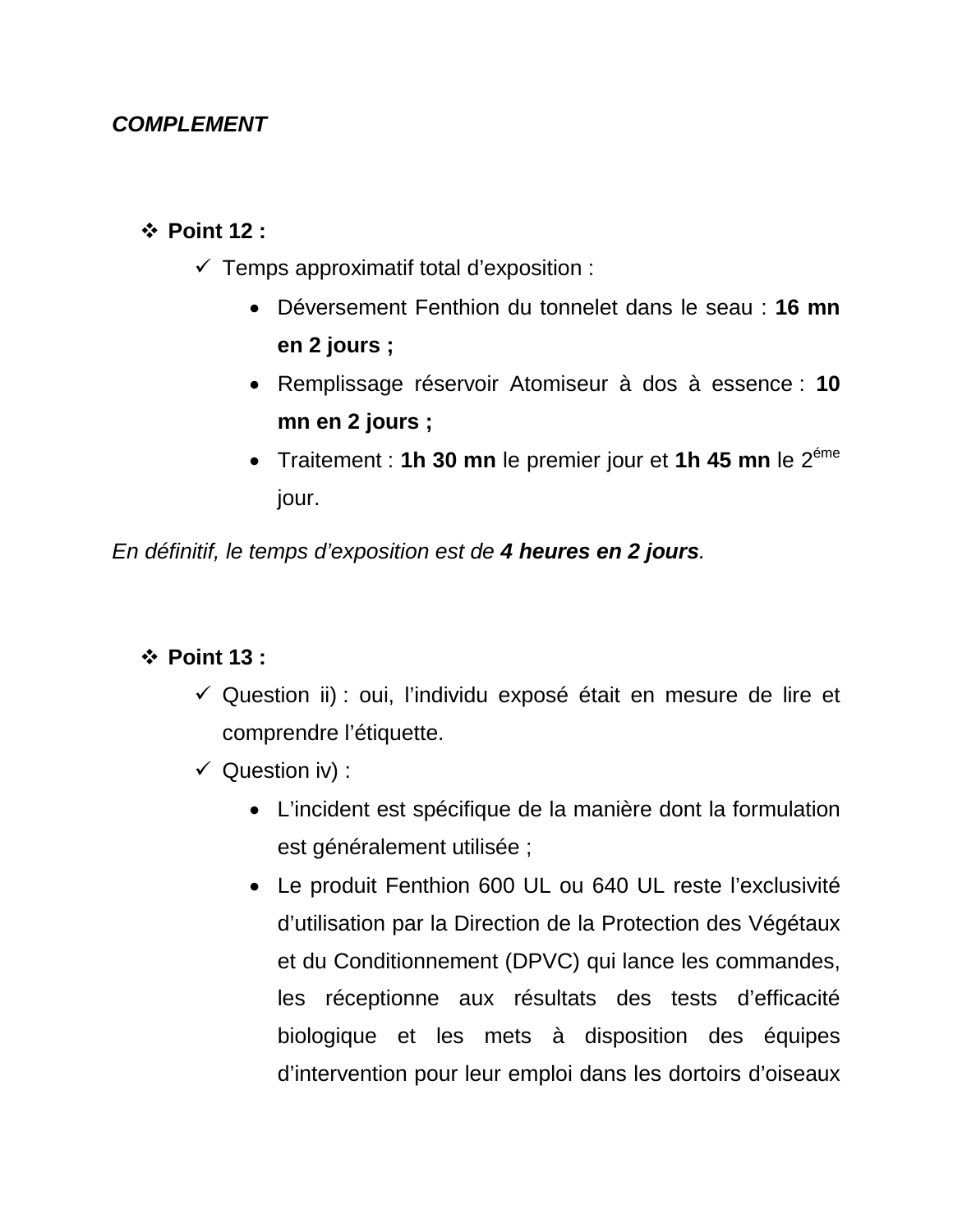***COMPLEMENT***

- **Point 12 :**
  - Temps approximatif total d'exposition :
    - Déversement Fenthion du tonnelet dans le seau : **16 mn en 2 jours ;**
    - Remplissage réservoir Atomiseur à dos à essence : **10 mn en 2 jours ;**
    - Traitement : **1h 30 mn** le premier jour et **1h 45 mn** le 2éme jour.

*En définitif, le temps d'exposition est de **4 heures en 2 jours**.*

- **Point 13 :**
  - Question ii) : oui, l'individu exposé était en mesure de lire et comprendre l'étiquette.
  - Question iv) :
    - L'incident est spécifique de la manière dont la formulation est généralement utilisée ;
    - Le produit Fenthion 600 UL ou 640 UL reste l'exclusivité d'utilisation par la Direction de la Protection des Végétaux et du Conditionnement (DPVC) qui lance les commandes, les réceptionne aux résultats des tests d'efficacité biologique et les mets à disposition des équipes d'intervention pour leur emploi dans les dortoirs d'oiseaux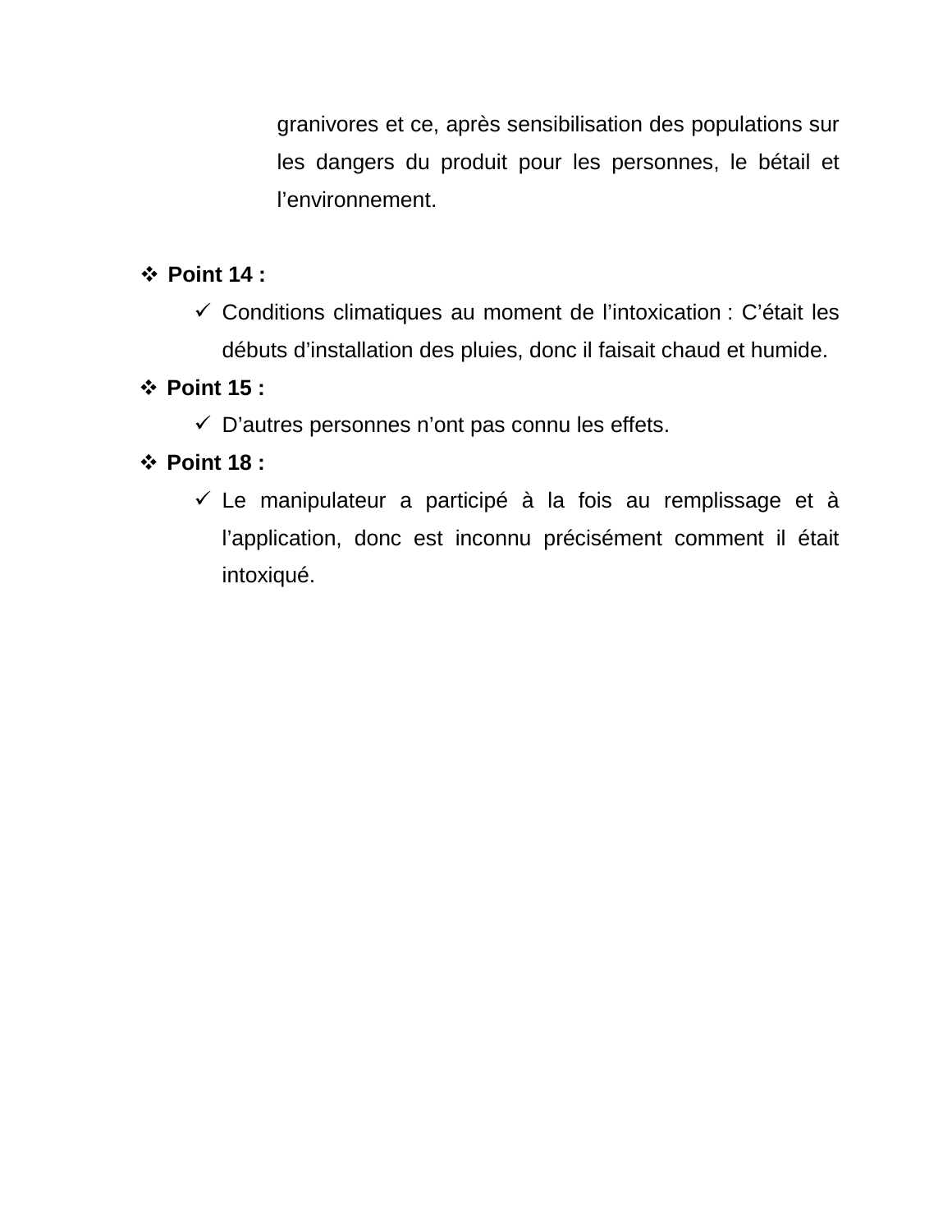granivores et ce, après sensibilisation des populations sur les dangers du produit pour les personnes, le bétail et l'environnement.

- **Point 14 :**
  - Conditions climatiques au moment de l'intoxication : C'était les débuts d'installation des pluies, donc il faisait chaud et humide.
- **Point 15 :**
  - D'autres personnes n'ont pas connu les effets.
- **Point 18 :**
  - Le manipulateur a participé à la fois au remplissage et à l'application, donc est inconnu précisément comment il était intoxiqué.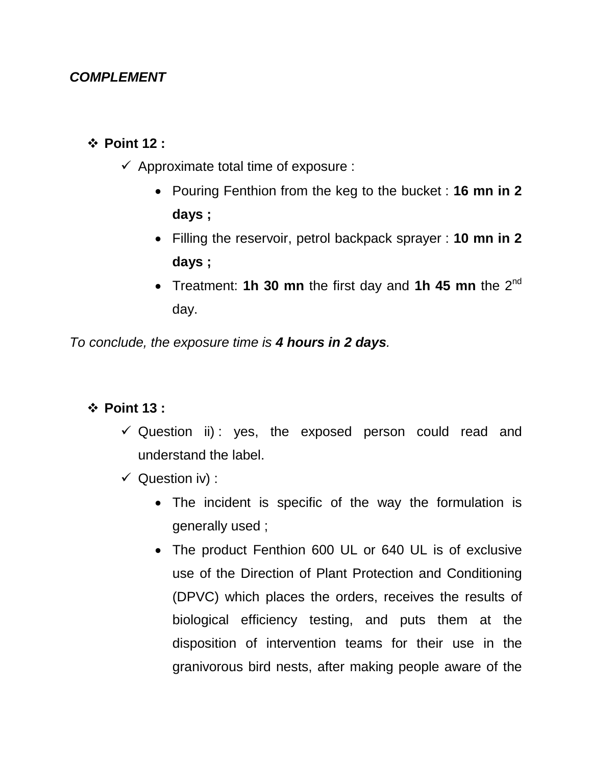***COMPLEMENT***

- **Point 12 :**
  - Approximate total time of exposure :
    - Pouring Fenthion from the keg to the bucket : **16 mn in 2 days ;**
    - Filling the reservoir, petrol backpack sprayer : **10 mn in 2 days ;**
    - Treatment: **1h 30 mn** the first day and **1h 45 mn** the 2nd day.

*To conclude, the exposure time is **4 hours in 2 days**.*

- **Point 13 :**
  - Question ii) : yes, the exposed person could read and understand the label.
  - Question iv) :
    - The incident is specific of the way the formulation is generally used ;
    - The product Fenthion 600 UL or 640 UL is of exclusive use of the Direction of Plant Protection and Conditioning (DPVC) which places the orders, receives the results of biological efficiency testing, and puts them at the disposition of intervention teams for their use in the granivorous bird nests, after making people aware of the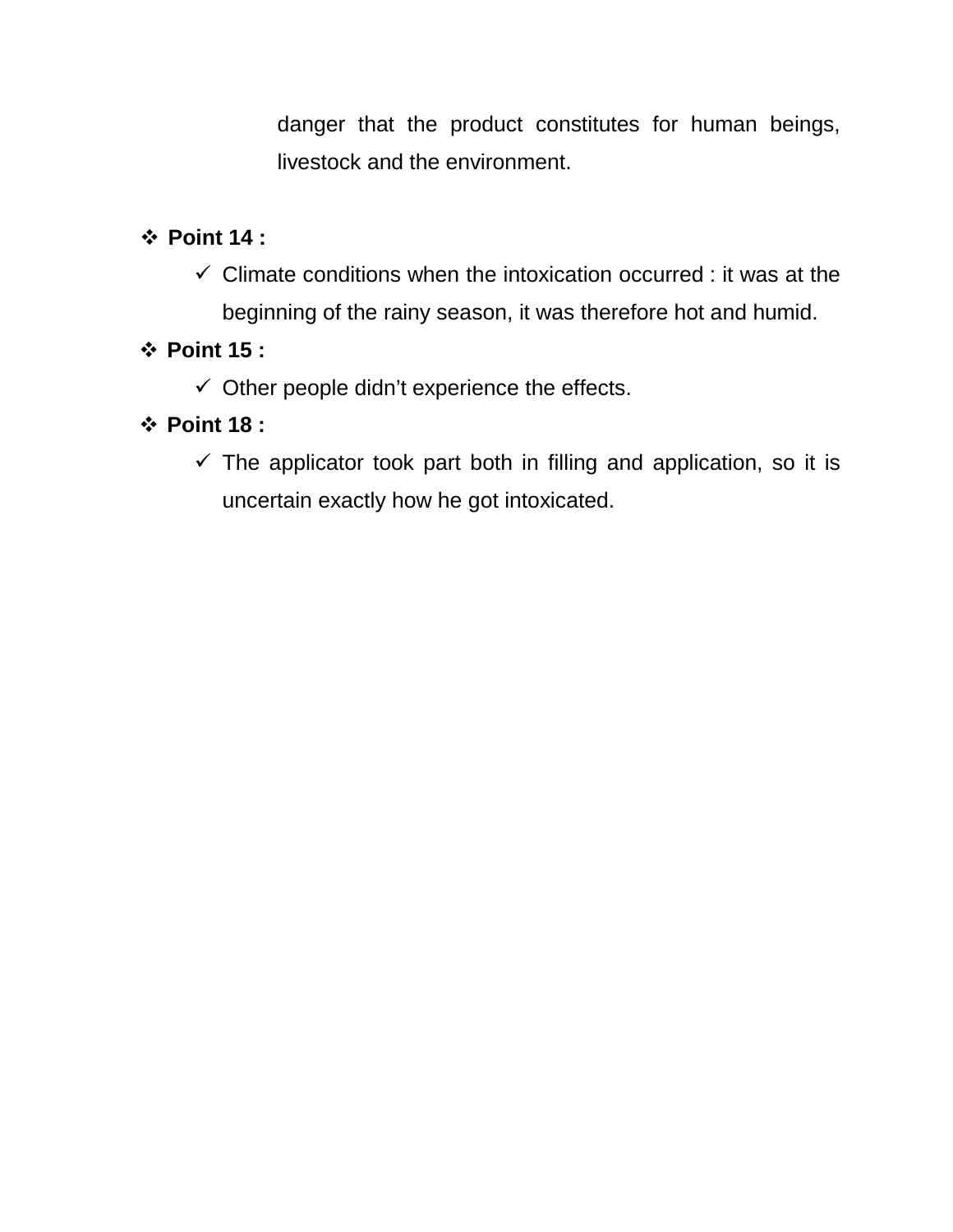danger that the product constitutes for human beings, livestock and the environment.

- **Point 14 :**
  - Climate conditions when the intoxication occurred : it was at the beginning of the rainy season, it was therefore hot and humid.
- **Point 15 :**
  - Other people didn't experience the effects.
- **Point 18 :**
  - The applicator took part both in filling and application, so it is uncertain exactly how he got intoxicated.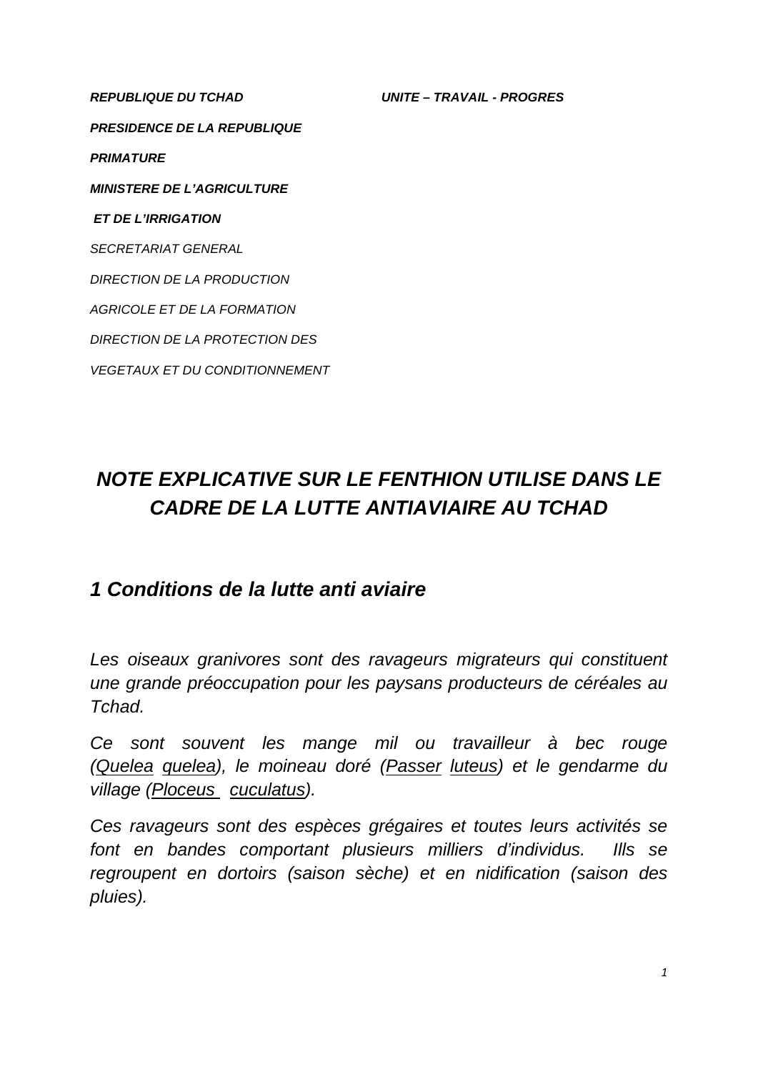***REPUBLIQUE DU TCHAD*** ***UNITE – TRAVAIL - PROGRES***

***PRESIDENCE DE LA REPUBLIQUE***

***PRIMATURE***

***MINISTERE DE L'AGRICULTURE***

***ET DE L'IRRIGATION***

*SECRETARIAT GENERAL*

*DIRECTION DE LA PRODUCTION*

*AGRICOLE ET DE LA FORMATION*

*DIRECTION DE LA PROTECTION DES*

*VEGETAUX ET DU CONDITIONNEMENT*

# *NOTE EXPLICATIVE SUR LE FENTHION UTILISE DANS LE CADRE DE LA LUTTE ANTIAVIAIRE AU TCHAD*

## *1 Conditions de la lutte anti aviaire*

*Les oiseaux granivores sont des ravageurs migrateurs qui constituent une grande préoccupation pour les paysans producteurs de céréales au Tchad.*

*Ce sont souvent les mange mil ou travailleur à bec rouge (Quelea quelea), le moineau doré (Passer luteus) et le gendarme du village (Ploceus cuculatus).*

*Ces ravageurs sont des espèces grégaires et toutes leurs activités se font en bandes comportant plusieurs milliers d'individus. Ills se regroupent en dortoirs (saison sèche) et en nidification (saison des pluies).*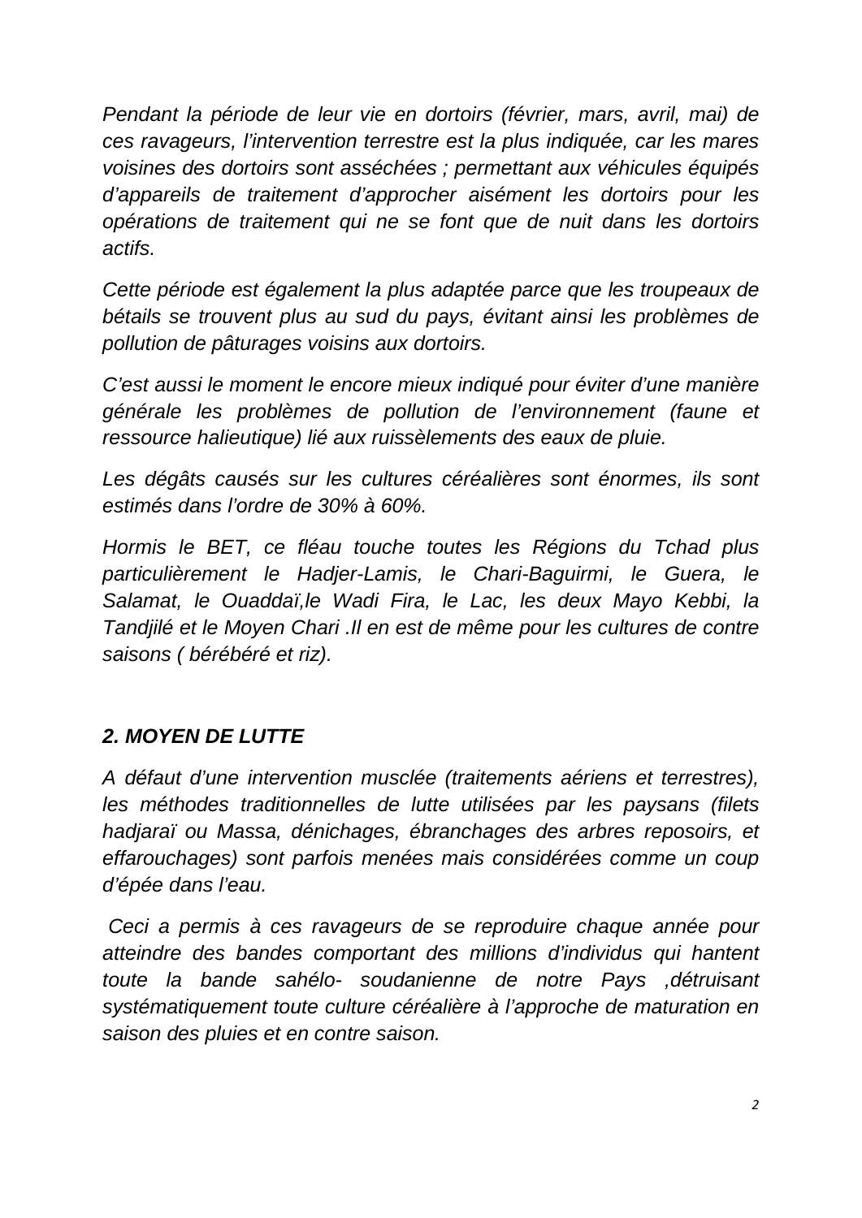*Pendant la période de leur vie en dortoirs (février, mars, avril, mai) de ces ravageurs, l'intervention terrestre est la plus indiquée, car les mares voisines des dortoirs sont asséchées ; permettant aux véhicules équipés d'appareils de traitement d'approcher aisément les dortoirs pour les opérations de traitement qui ne se font que de nuit dans les dortoirs actifs.*

*Cette période est également la plus adaptée parce que les troupeaux de bétails se trouvent plus au sud du pays, évitant ainsi les problèmes de pollution de pâturages voisins aux dortoirs.*

*C'est aussi le moment le encore mieux indiqué pour éviter d'une manière générale les problèmes de pollution de l'environnement (faune et ressource halieutique) lié aux ruissèlements des eaux de pluie.*

*Les dégâts causés sur les cultures céréalières sont énormes, ils sont estimés dans l'ordre de 30% à 60%.*

*Hormis le BET, ce fléau touche toutes les Régions du Tchad plus particulièrement le Hadjer-Lamis, le Chari-Baguirmi, le Guera, le Salamat, le Ouaddaï,le Wadi Fira, le Lac, les deux Mayo Kebbi, la Tandjilé et le Moyen Chari .Il en est de même pour les cultures de contre saisons ( bérébéré et riz).*

## *2. MOYEN DE LUTTE*

*A défaut d'une intervention musclée (traitements aériens et terrestres), les méthodes traditionnelles de lutte utilisées par les paysans (filets hadjaraï ou Massa, dénichages, ébranchages des arbres reposoirs, et effarouchages) sont parfois menées mais considérées comme un coup d'épée dans l'eau.*

*Ceci a permis à ces ravageurs de se reproduire chaque année pour atteindre des bandes comportant des millions d'individus qui hantent toute la bande sahélo- soudanienne de notre Pays ,détruisant systématiquement toute culture céréalière à l'approche de maturation en saison des pluies et en contre saison.*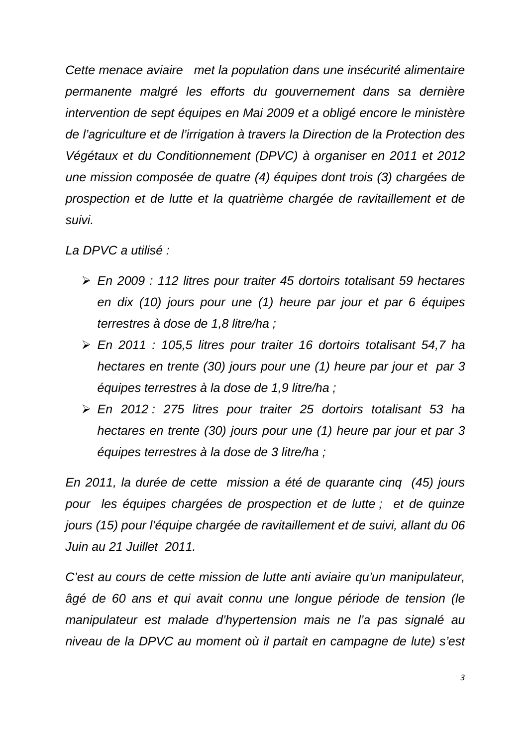*Cette menace aviaire met la population dans une insécurité alimentaire permanente malgré les efforts du gouvernement dans sa dernière intervention de sept équipes en Mai 2009 et a obligé encore le ministère de l'agriculture et de l'irrigation à travers la Direction de la Protection des Végétaux et du Conditionnement (DPVC) à organiser en 2011 et 2012 une mission composée de quatre (4) équipes dont trois (3) chargées de prospection et de lutte et la quatrième chargée de ravitaillement et de suivi.*

*La DPVC a utilisé :*

- *En 2009 : 112 litres pour traiter 45 dortoirs totalisant 59 hectares en dix (10) jours pour une (1) heure par jour et par 6 équipes terrestres à dose de 1,8 litre/ha ;*
- *En 2011 : 105,5 litres pour traiter 16 dortoirs totalisant 54,7 ha hectares en trente (30) jours pour une (1) heure par jour et par 3 équipes terrestres à la dose de 1,9 litre/ha ;*
- *En 2012 : 275 litres pour traiter 25 dortoirs totalisant 53 ha hectares en trente (30) jours pour une (1) heure par jour et par 3 équipes terrestres à la dose de 3 litre/ha ;*

*En 2011, la durée de cette mission a été de quarante cinq (45) jours pour les équipes chargées de prospection et de lutte ; et de quinze jours (15) pour l'équipe chargée de ravitaillement et de suivi, allant du 06 Juin au 21 Juillet 2011.*

*C'est au cours de cette mission de lutte anti aviaire qu'un manipulateur, âgé de 60 ans et qui avait connu une longue période de tension (le manipulateur est malade d'hypertension mais ne l'a pas signalé au niveau de la DPVC au moment où il partait en campagne de lute) s'est*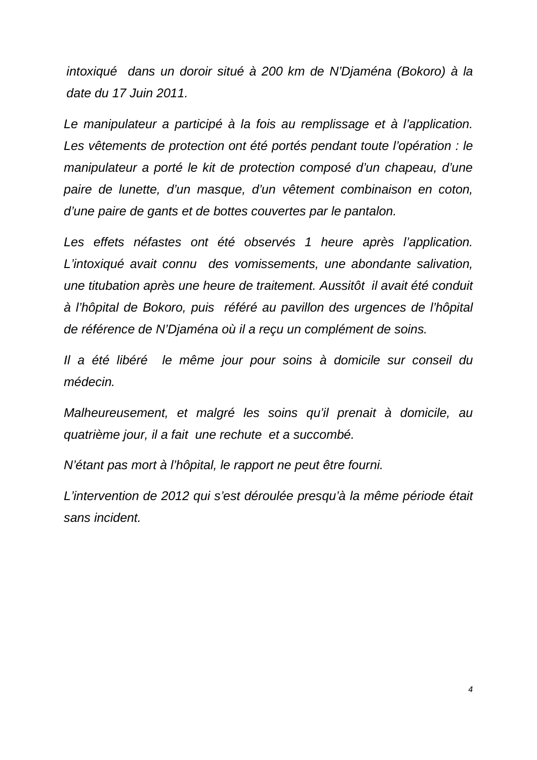*intoxiqué dans un doroir situé à 200 km de N'Djaména (Bokoro) à la date du 17 Juin 2011.*

*Le manipulateur a participé à la fois au remplissage et à l'application. Les vêtements de protection ont été portés pendant toute l'opération : le manipulateur a porté le kit de protection composé d'un chapeau, d'une paire de lunette, d'un masque, d'un vêtement combinaison en coton, d'une paire de gants et de bottes couvertes par le pantalon.*

*Les effets néfastes ont été observés 1 heure après l'application. L'intoxiqué avait connu des vomissements, une abondante salivation, une titubation après une heure de traitement. Aussitôt il avait été conduit à l'hôpital de Bokoro, puis référé au pavillon des urgences de l'hôpital de référence de N'Djaména où il a reçu un complément de soins.*

*Il a été libéré le même jour pour soins à domicile sur conseil du médecin.*

*Malheureusement, et malgré les soins qu'il prenait à domicile, au quatrième jour, il a fait une rechute et a succombé.*

*N'étant pas mort à l'hôpital, le rapport ne peut être fourni.*

*L'intervention de 2012 qui s'est déroulée presqu'à la même période était sans incident.*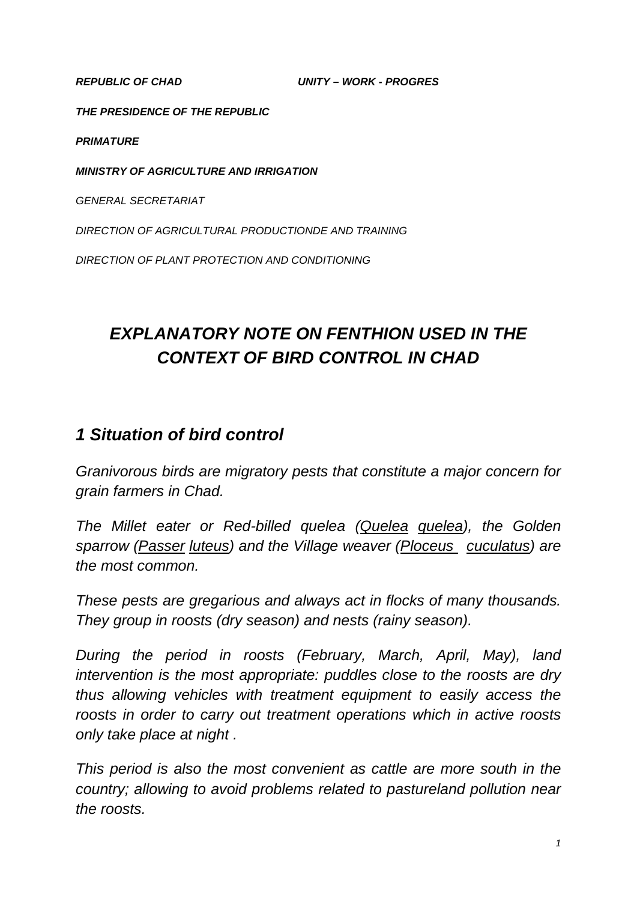*REPUBLIC OF CHAD* *UNITY – WORK - PROGRES*

*THE PRESIDENCE OF THE REPUBLIC*

*PRIMATURE*

*MINISTRY OF AGRICULTURE AND IRRIGATION*

*GENERAL SECRETARIAT*

*DIRECTION OF AGRICULTURAL PRODUCTIONDE AND TRAINING*

*DIRECTION OF PLANT PROTECTION AND CONDITIONING*

# *EXPLANATORY NOTE ON FENTHION USED IN THE CONTEXT OF BIRD CONTROL IN CHAD*

## *1 Situation of bird control*

*Granivorous birds are migratory pests that constitute a major concern for grain farmers in Chad.*

*The Millet eater or Red-billed quelea (Quelea quelea), the Golden sparrow (Passer luteus) and the Village weaver (Ploceus cuculatus) are the most common.*

*These pests are gregarious and always act in flocks of many thousands. They group in roosts (dry season) and nests (rainy season).*

*During the period in roosts (February, March, April, May), land intervention is the most appropriate: puddles close to the roosts are dry thus allowing vehicles with treatment equipment to easily access the roosts in order to carry out treatment operations which in active roosts only take place at night .*

*This period is also the most convenient as cattle are more south in the country; allowing to avoid problems related to pastureland pollution near the roosts.*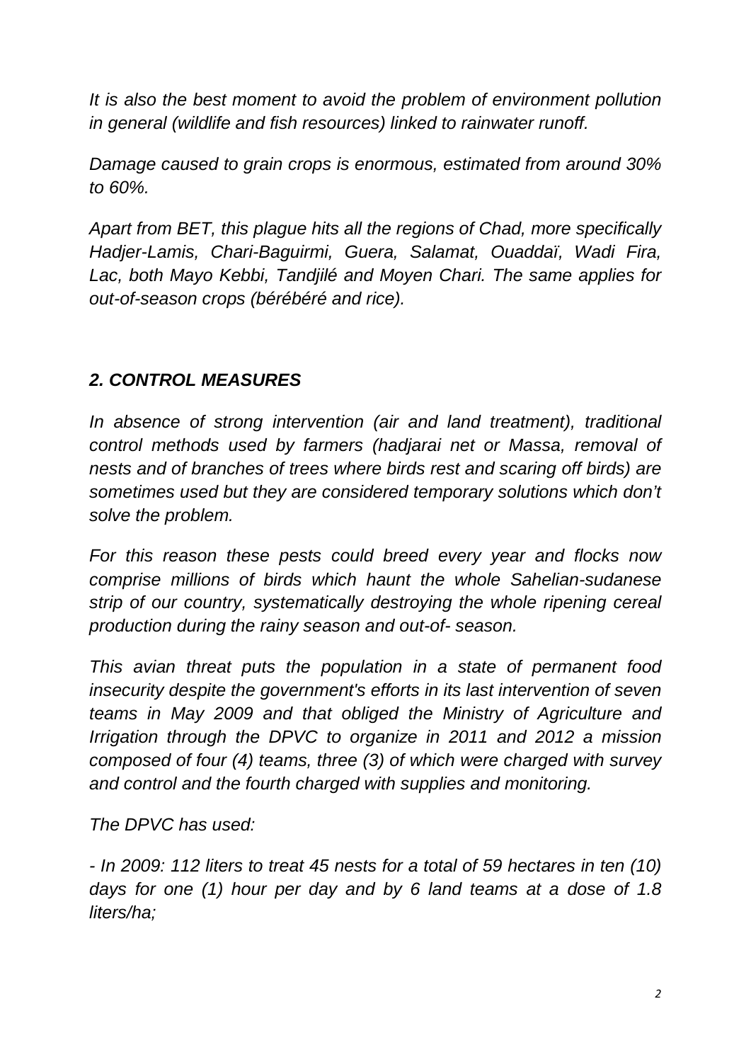*It is also the best moment to avoid the problem of environment pollution in general (wildlife and fish resources) linked to rainwater runoff.*

*Damage caused to grain crops is enormous, estimated from around 30% to 60%.*

*Apart from BET, this plague hits all the regions of Chad, more specifically Hadjer-Lamis, Chari-Baguirmi, Guera, Salamat, Ouaddaï, Wadi Fira, Lac, both Mayo Kebbi, Tandjilé and Moyen Chari. The same applies for out-of-season crops (bérébéré and rice).*

## *2. CONTROL MEASURES*

*In absence of strong intervention (air and land treatment), traditional control methods used by farmers (hadjarai net or Massa, removal of nests and of branches of trees where birds rest and scaring off birds) are sometimes used but they are considered temporary solutions which don't solve the problem.*

*For this reason these pests could breed every year and flocks now comprise millions of birds which haunt the whole Sahelian-sudanese strip of our country, systematically destroying the whole ripening cereal production during the rainy season and out-of- season.*

*This avian threat puts the population in a state of permanent food insecurity despite the government's efforts in its last intervention of seven teams in May 2009 and that obliged the Ministry of Agriculture and Irrigation through the DPVC to organize in 2011 and 2012 a mission composed of four (4) teams, three (3) of which were charged with survey and control and the fourth charged with supplies and monitoring.*

*The DPVC has used:*

*- In 2009: 112 liters to treat 45 nests for a total of 59 hectares in ten (10) days for one (1) hour per day and by 6 land teams at a dose of 1.8 liters/ha;*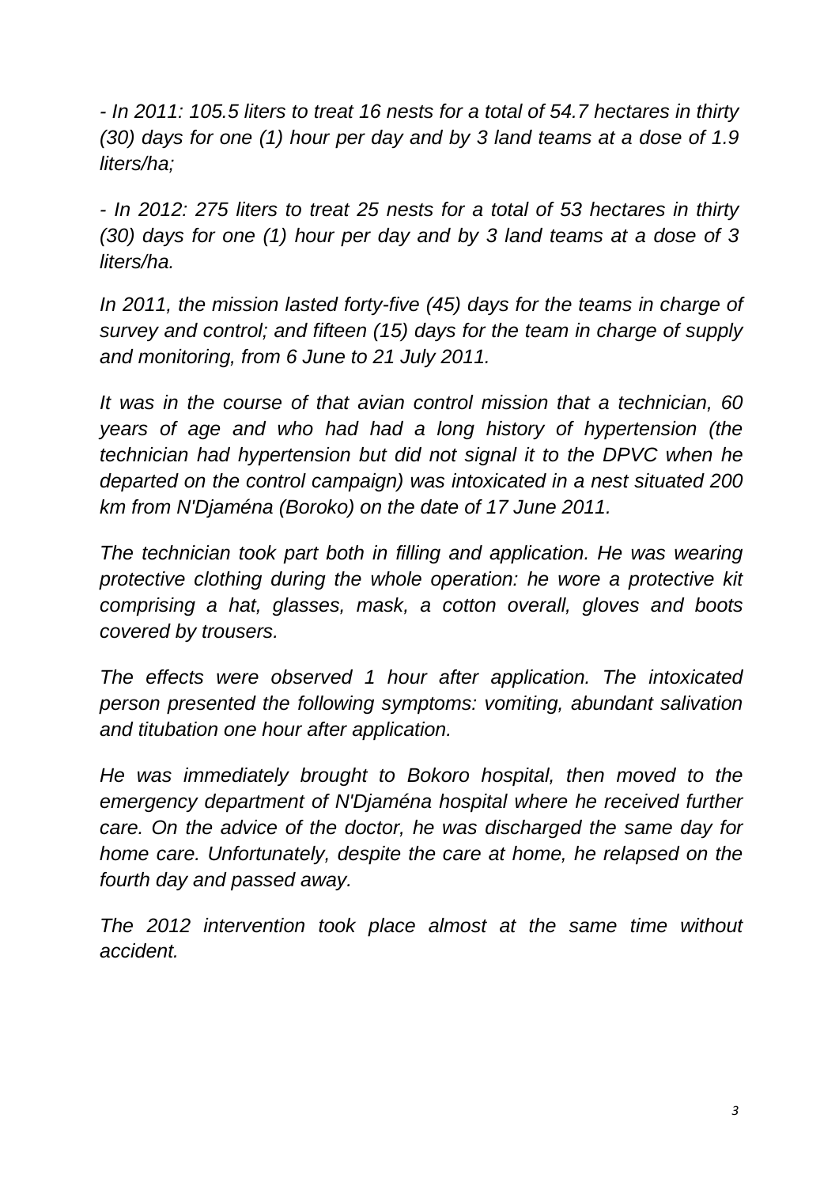*- In 2011: 105.5 liters to treat 16 nests for a total of 54.7 hectares in thirty (30) days for one (1) hour per day and by 3 land teams at a dose of 1.9 liters/ha;*

*- In 2012: 275 liters to treat 25 nests for a total of 53 hectares in thirty (30) days for one (1) hour per day and by 3 land teams at a dose of 3 liters/ha.*

*In 2011, the mission lasted forty-five (45) days for the teams in charge of survey and control; and fifteen (15) days for the team in charge of supply and monitoring, from 6 June to 21 July 2011.*

*It was in the course of that avian control mission that a technician, 60 years of age and who had had a long history of hypertension (the technician had hypertension but did not signal it to the DPVC when he departed on the control campaign) was intoxicated in a nest situated 200 km from N'Djaména (Boroko) on the date of 17 June 2011.*

*The technician took part both in filling and application. He was wearing protective clothing during the whole operation: he wore a protective kit comprising a hat, glasses, mask, a cotton overall, gloves and boots covered by trousers.*

*The effects were observed 1 hour after application. The intoxicated person presented the following symptoms: vomiting, abundant salivation and titubation one hour after application.*

*He was immediately brought to Bokoro hospital, then moved to the emergency department of N'Djaména hospital where he received further care. On the advice of the doctor, he was discharged the same day for home care. Unfortunately, despite the care at home, he relapsed on the fourth day and passed away.*

*The 2012 intervention took place almost at the same time without accident.*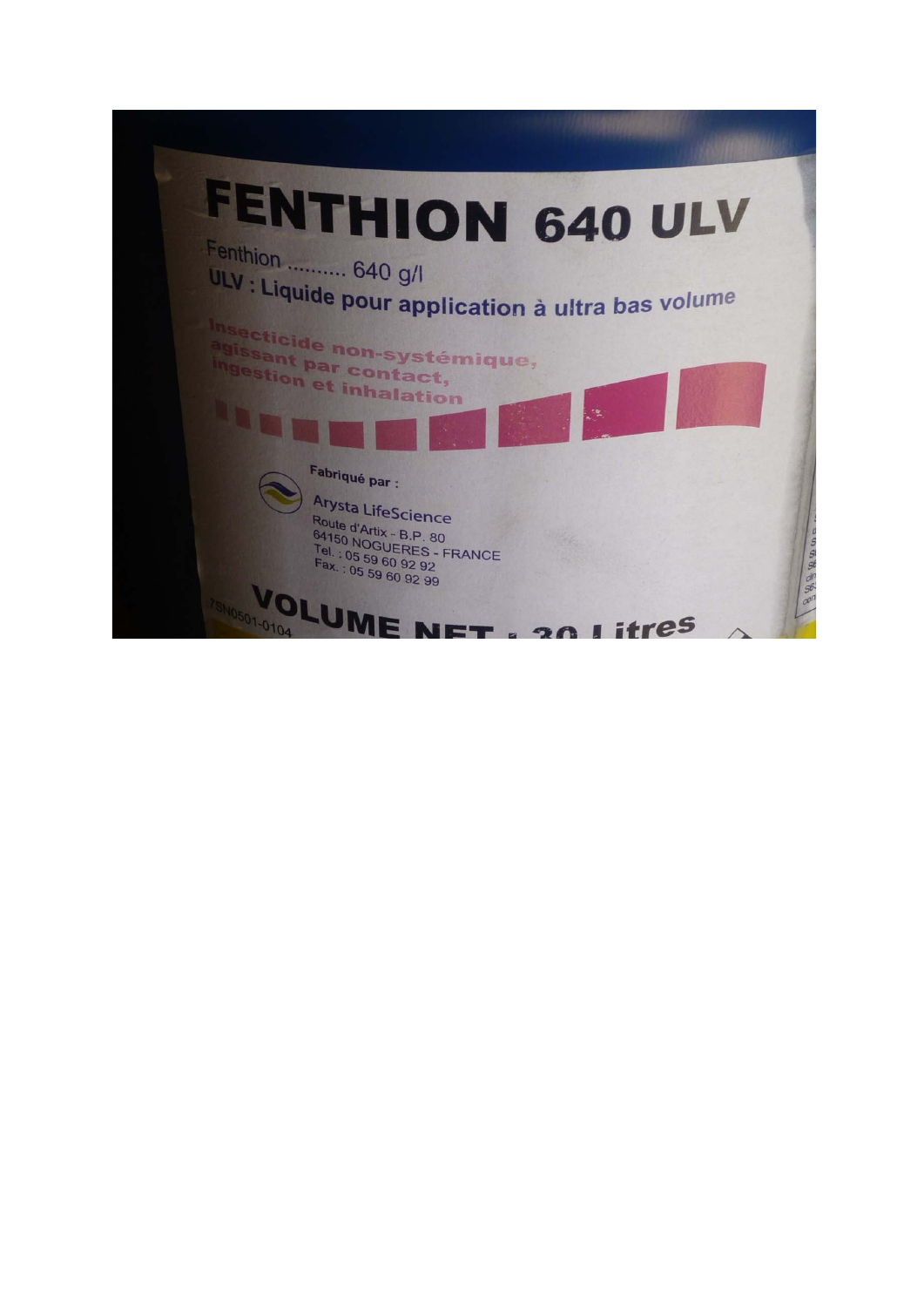# FENTHION 640 ULV

Fenthion .......... 640 g/l

**ULV : Liquide pour application à ultra bas volume**

Insecticide non-systémique, agissant par contact, ingestion et inhalation

**Fabriqué par :**

Arysta LifeScience
Route d'Artix - B.P. 80
64150 NOGUERES - FRANCE
Tel. : 05 59 60 92 92
Fax. : 05 59 60 92 99

7SN0501-0104

**VOLUME NET : 30 Litres**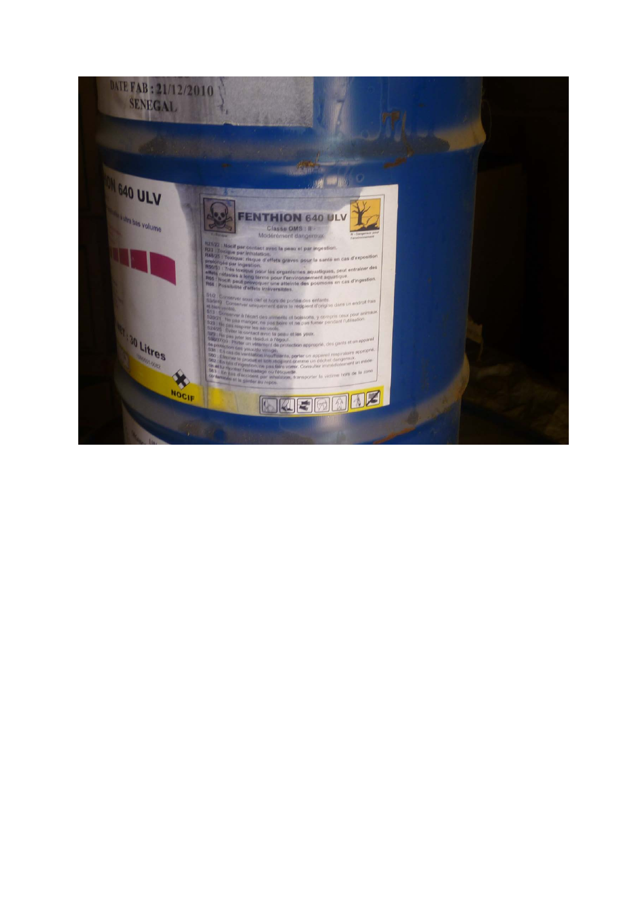DATE FAB : 21/12/2010
SENEGAL

ON 640 ULV

ultra bas volume

ET : 30 Litres

NOCIF

**FENTHION 640 ULV**

Classe OMS : II -
Modérement dangereux

T - Toxique

N - Dangereux pour l'environnement

R21/22 : Nocif par contact avec la peau et par ingestion.
R23 : Toxique par inhalation.
R48/25 : Toxique: risque d'effets graves pour la santé en cas d'exposition prolongée par ingestion.
R50/53 : Très toxique pour les organismes aquatiques, peut entraîner des effets néfastes à long terme pour l'environnement aquatique.
R65 : Nocif: peut provoquer une atteinte des poumons en cas d'ingestion.
R68 : Possibilité d'effets irréversibles.

S1/2 : Conserver sous clef et hors de portée des enfants.
S3/9/49 : Conserver uniquement dans le récipient d'origine dans un endroit frais et bien ventilé.
S13 : Conserver à l'écart des aliments et boissons, y compris ceux pour animaux.
S20/21 : Ne pas manger, ne pas boire et ne pas fumer pendant l'utilisation.
S23 : Ne pas respirer les aérosols.
S24/25 : Éviter le contact avec la peau et les yeux.
S29 : Ne pas jeter les résidus à l'égout.
S36/37/39 : Porter un vêtement de protection approprié, des gants et un appareil de protection des yeux/du visage.
S38 : En cas de ventilation insuffisante, porter un appareil respiratoire approprié.
S60 : Éliminer le produit et son récipient comme un déchet dangereux.
S62 : En cas d'ingestion, ne pas faire vomir. Consulter immédiatement un médecin et lui montrer l'emballage ou l'étiquette.
S63 : En cas d'accident par inhalation, transporter la victime hors de la zone contaminée et la garder au repos.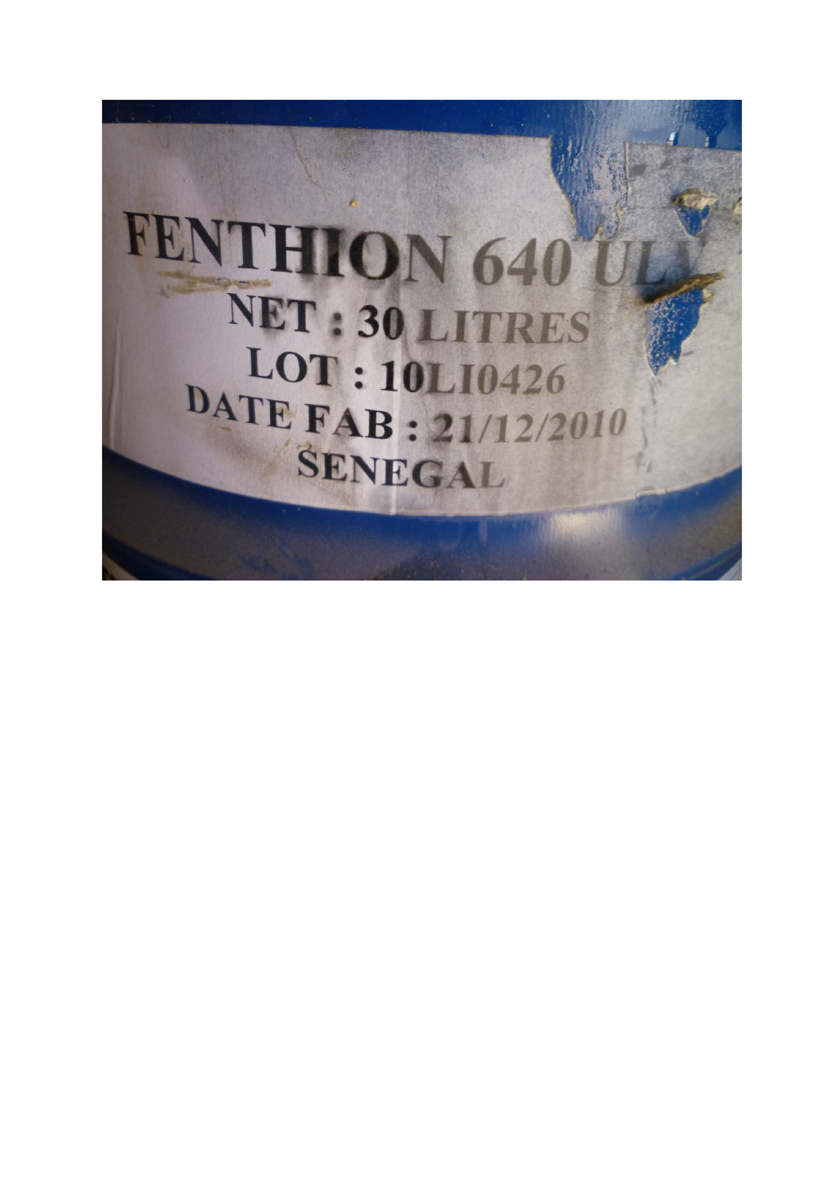FENTHION 640 ULV

NET : 30 LITRES

LOT : 10LI0426

DATE FAB : 21/12/2010

SENEGAL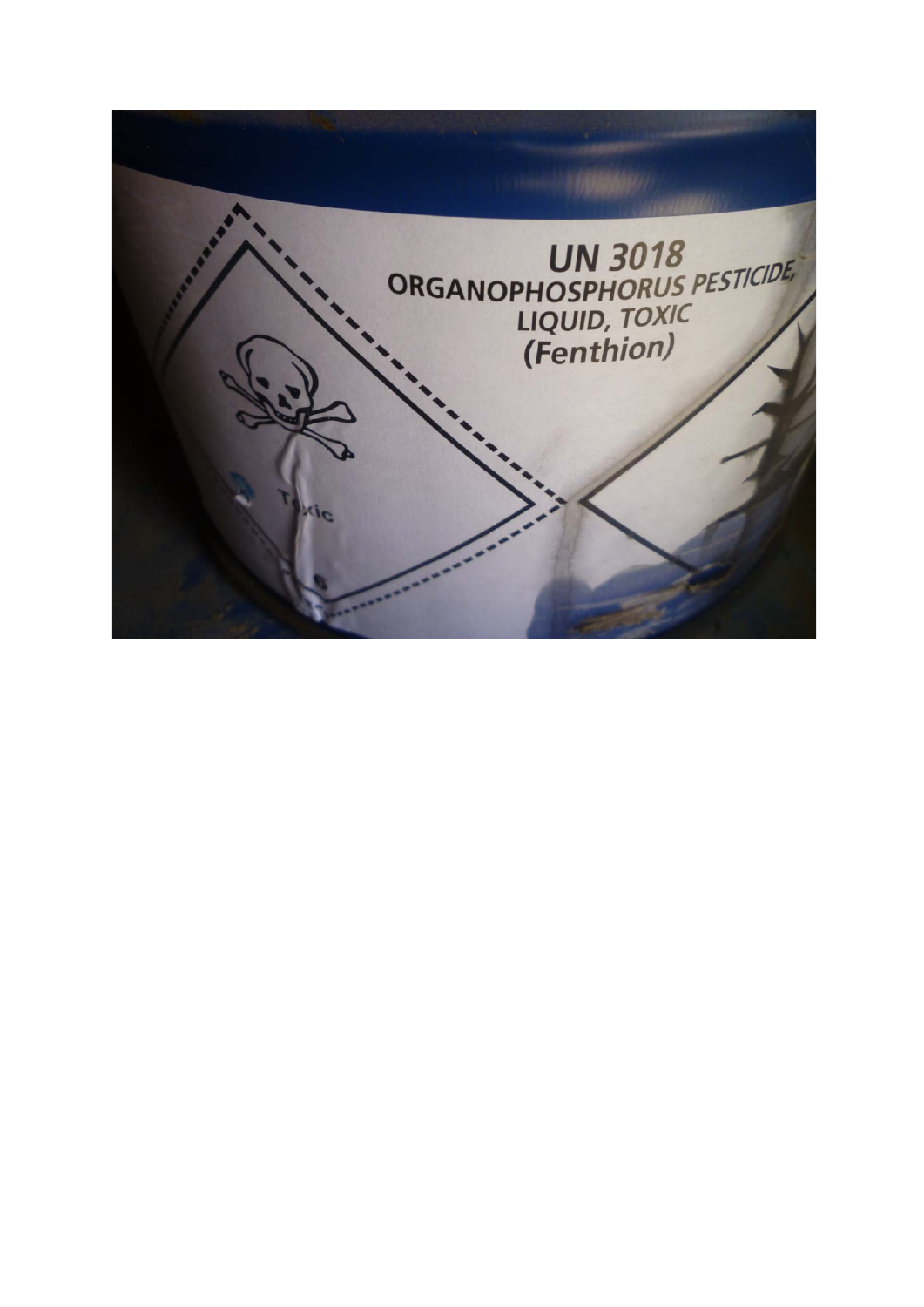UN 3018
ORGANOPHOSPHORUS PESTICIDE,
LIQUID, TOXIC
(Fenthion)

Toxic

6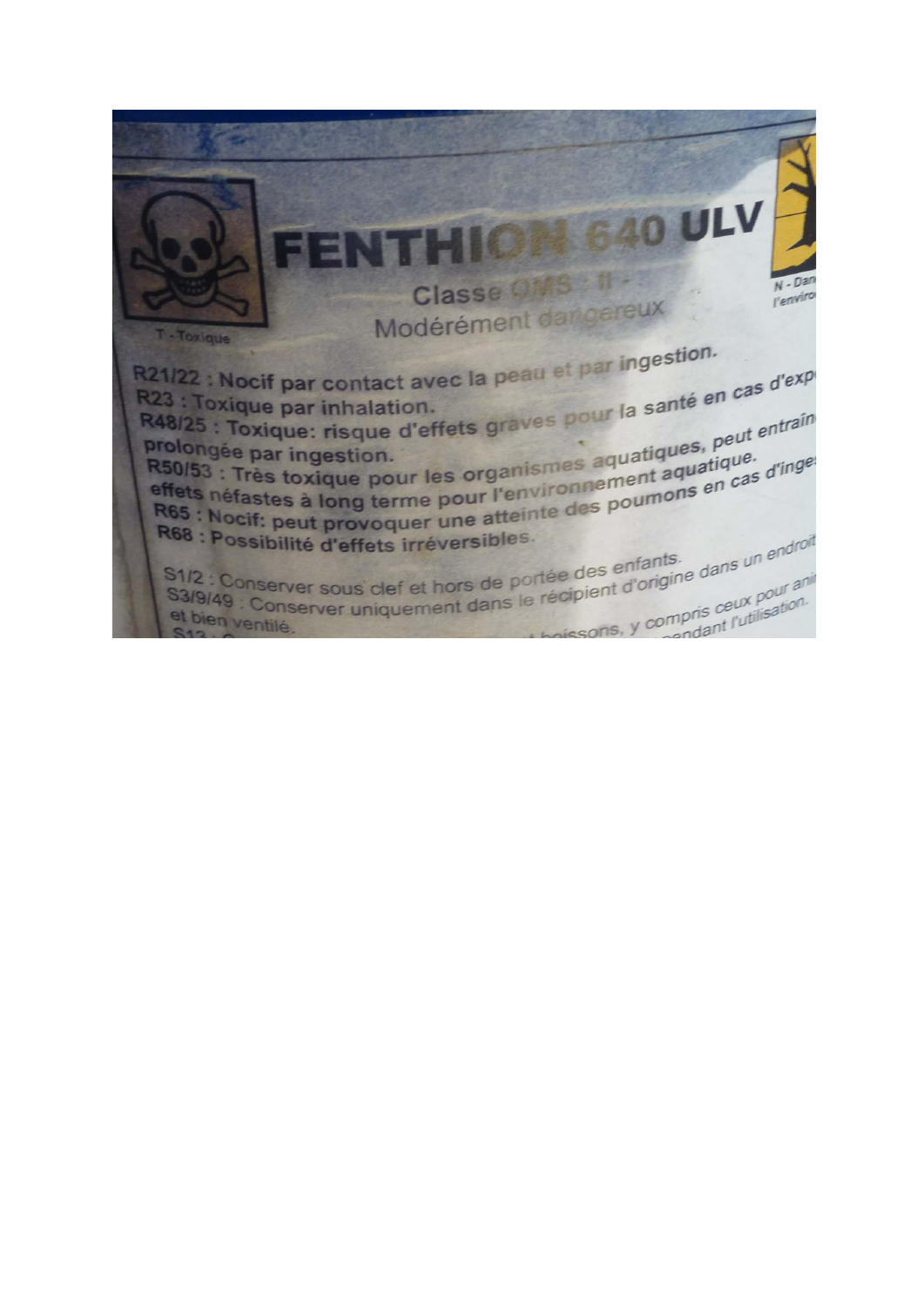T - Toxique

# FENTHION 640 ULV

Classe OMS : II -
Modérément dangereux

N - Dan
l'enviro

**R21/22 : Nocif par contact avec la peau et par ingestion.**
**R23 : Toxique par inhalation.**
**R48/25 : Toxique: risque d'effets graves pour la santé en cas d'exp prolongée par ingestion.**
**R50/53 : Très toxique pour les organismes aquatiques, peut entraîn effets néfastes à long terme pour l'environnement aquatique.**
**R65 : Nocif: peut provoquer une atteinte des poumons en cas d'inge**
**R68 : Possibilité d'effets irréversibles.**

S1/2 : Conserver sous clef et hors de portée des enfants.
S3/9/49 : Conserver uniquement dans le récipient d'origine dans un endroit et bien ventilé.
S13 : ... boissons, y compris ceux pour ani ... pendant l'utilisation.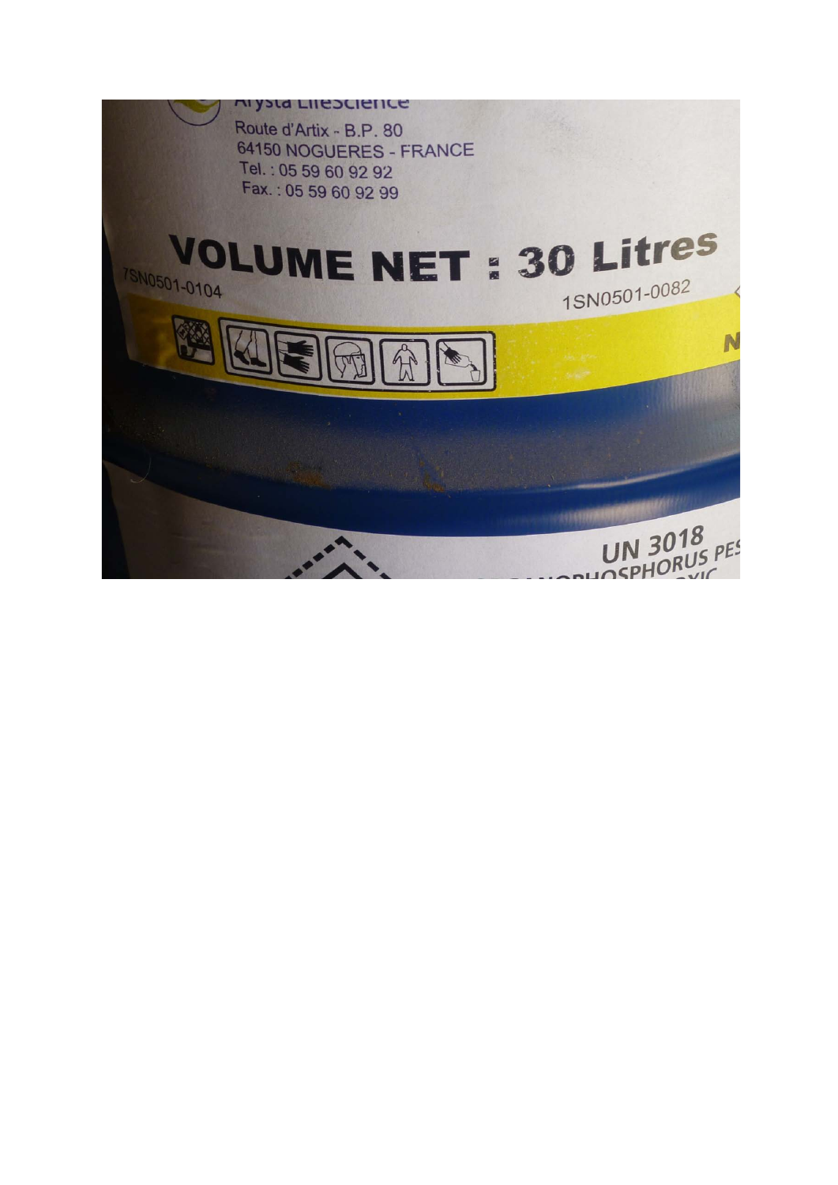Arysta LifeScience

Route d'Artix - B.P. 80

64150 NOGUERES - FRANCE

Tel. : 05 59 60 92 92

Fax. : 05 59 60 92 99

**VOLUME NET : 30 Litres**

7SN0501-0104

1SN0501-0082

UN 3018

ORGANOPHOSPHORUS PES

TOXIC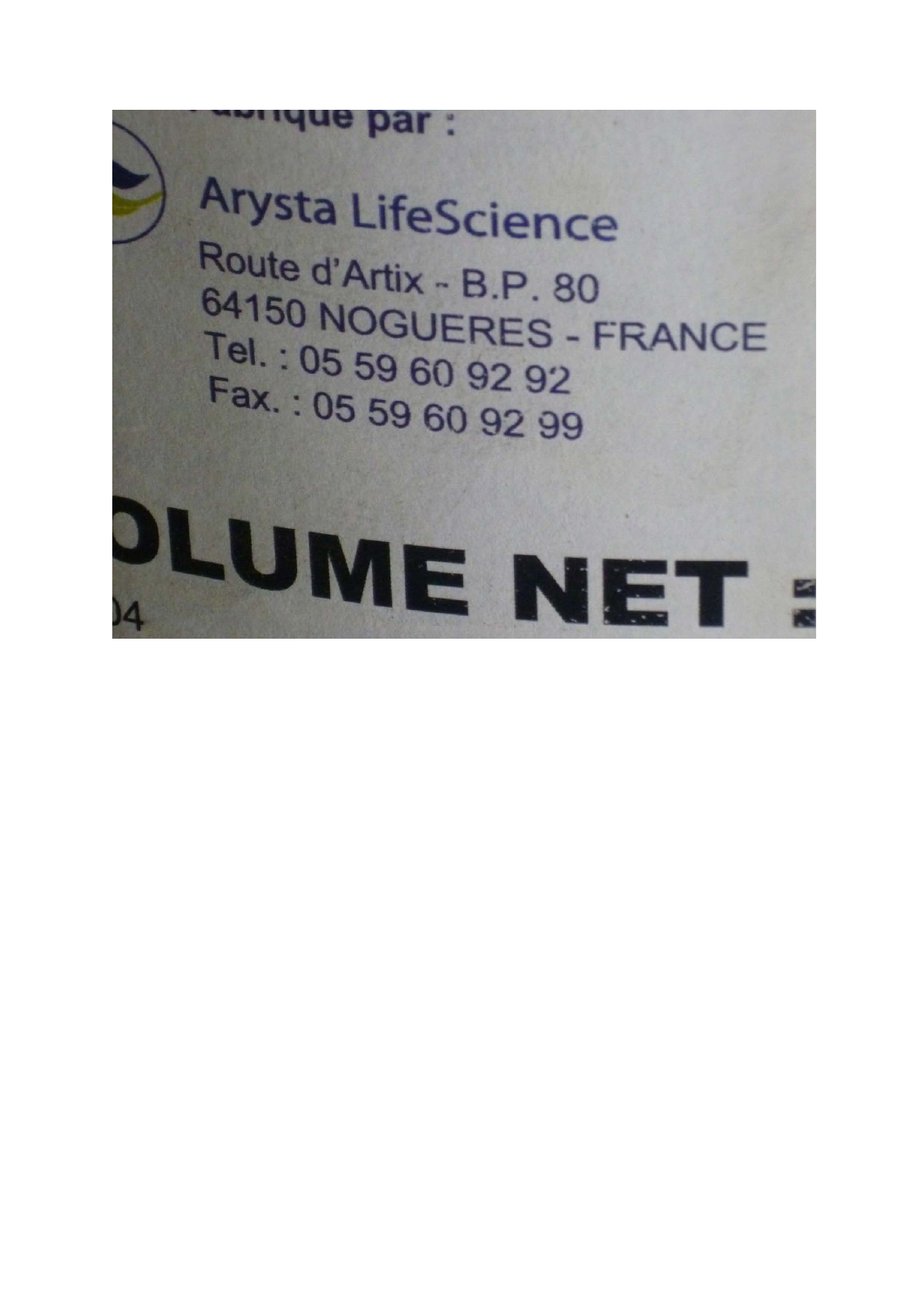...abriqué par :

Arysta LifeScience

Route d'Artix - B.P. 80

64150 NOGUERES - FRANCE

Tel. : 05 59 60 92 92

Fax. : 05 59 60 92 99

**OLUME NET :**

04